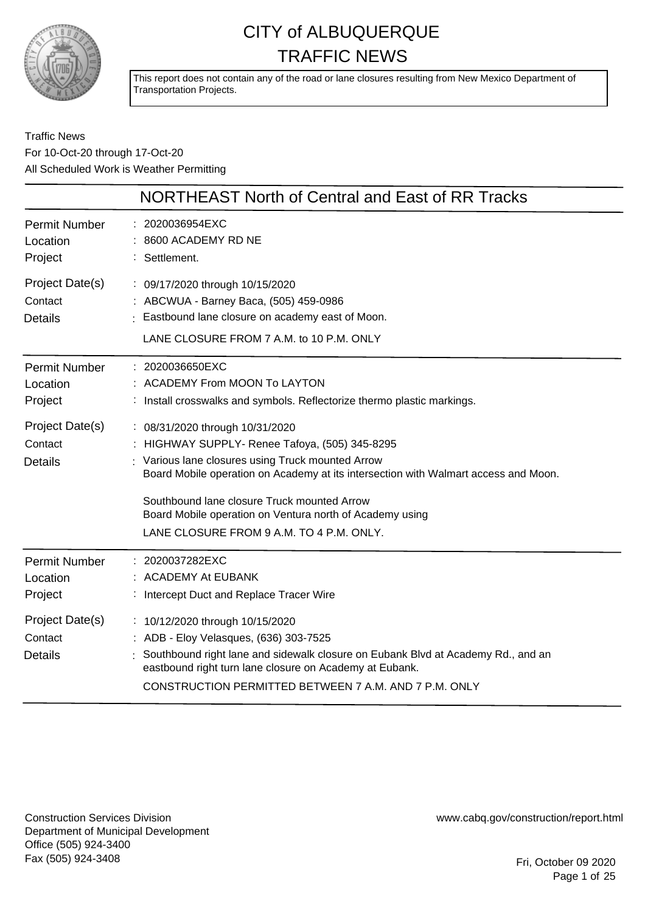# CITY of ALBUQUERQUE TRAFFIC NEWS

This report does not contain any of the road or lane closures resulting from New Mexico Department of Transportation Projects.

Traffic News
For 10-Oct-20 through 17-Oct-20
All Scheduled Work is Weather Permitting

## NORTHEAST North of Central and East of RR Tracks

| | |
|---|---|
| Permit Number | 2020036954EXC |
| Location | 8600 ACADEMY RD NE |
| Project | Settlement. |
| Project Date(s) | 09/17/2020 through 10/15/2020 |
| Contact | ABCWUA - Barney Baca, (505) 459-0986 |
| Details | Eastbound lane closure on academy east of Moon.<br>LANE CLOSURE FROM 7 A.M. to 10 P.M. ONLY |

| | |
|---|---|
| Permit Number | 2020036650EXC |
| Location | ACADEMY From MOON To LAYTON |
| Project | Install crosswalks and symbols. Reflectorize thermo plastic markings. |
| Project Date(s) | 08/31/2020 through 10/31/2020 |
| Contact | HIGHWAY SUPPLY- Renee Tafoya, (505) 345-8295 |
| Details | Various lane closures using Truck mounted Arrow Board Mobile operation on Academy at its intersection with Walmart access and Moon.<br>Southbound lane closure Truck mounted Arrow Board Mobile operation on Ventura north of Academy using<br>LANE CLOSURE FROM 9 A.M. TO 4 P.M. ONLY. |

| | |
|---|---|
| Permit Number | 2020037282EXC |
| Location | ACADEMY At EUBANK |
| Project | Intercept Duct and Replace Tracer Wire |
| Project Date(s) | 10/12/2020 through 10/15/2020 |
| Contact | ADB - Eloy Velasques, (636) 303-7525 |
| Details | Southbound right lane and sidewalk closure on Eubank Blvd at Academy Rd., and an eastbound right turn lane closure on Academy at Eubank.<br>CONSTRUCTION PERMITTED BETWEEN 7 A.M. AND 7 P.M. ONLY |

Construction Services Division
Department of Municipal Development
Office (505) 924-3400
Fax (505) 924-3408

www.cabq.gov/construction/report.html

Fri, October 09 2020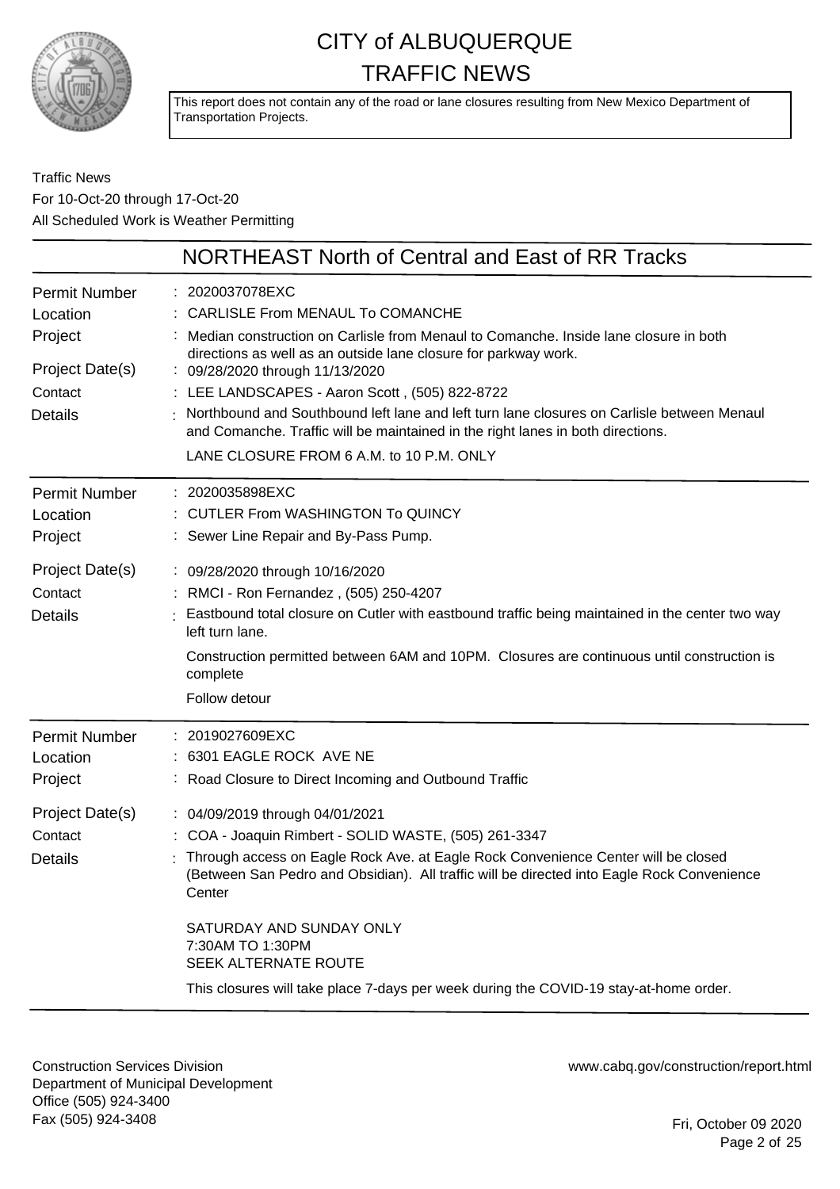# CITY of ALBUQUERQUE
# TRAFFIC NEWS

This report does not contain any of the road or lane closures resulting from New Mexico Department of Transportation Projects.

Traffic News
For 10-Oct-20 through 17-Oct-20
All Scheduled Work is Weather Permitting

## NORTHEAST North of Central and East of RR Tracks

| | |
|---|---|
| Permit Number | : 2020037078EXC |
| Location | : CARLISLE From MENAUL To COMANCHE |
| Project | : Median construction on Carlisle from Menaul to Comanche. Inside lane closure in both directions as well as an outside lane closure for parkway work. |
| Project Date(s) | : 09/28/2020 through 11/13/2020 |
| Contact | : LEE LANDSCAPES - Aaron Scott , (505) 822-8722 |
| Details | : Northbound and Southbound left lane and left turn lane closures on Carlisle between Menaul and Comanche. Traffic will be maintained in the right lanes in both directions.<br><br>LANE CLOSURE FROM 6 A.M. to 10 P.M. ONLY |

| | |
|---|---|
| Permit Number | : 2020035898EXC |
| Location | : CUTLER From WASHINGTON To QUINCY |
| Project | : Sewer Line Repair and By-Pass Pump. |
| Project Date(s) | : 09/28/2020 through 10/16/2020 |
| Contact | : RMCI - Ron Fernandez , (505) 250-4207 |
| Details | : Eastbound total closure on Cutler with eastbound traffic being maintained in the center two way left turn lane.<br><br>Construction permitted between 6AM and 10PM. Closures are continuous until construction is complete<br><br>Follow detour |

| | |
|---|---|
| Permit Number | : 2019027609EXC |
| Location | : 6301 EAGLE ROCK AVE NE |
| Project | : Road Closure to Direct Incoming and Outbound Traffic |
| Project Date(s) | : 04/09/2019 through 04/01/2021 |
| Contact | : COA - Joaquin Rimbert - SOLID WASTE, (505) 261-3347 |
| Details | : Through access on Eagle Rock Ave. at Eagle Rock Convenience Center will be closed (Between San Pedro and Obsidian). All traffic will be directed into Eagle Rock Convenience Center<br><br>SATURDAY AND SUNDAY ONLY<br>7:30AM TO 1:30PM<br>SEEK ALTERNATE ROUTE<br><br>This closures will take place 7-days per week during the COVID-19 stay-at-home order. |

Construction Services Division
Department of Municipal Development
Office (505) 924-3400
Fax (505) 924-3408

www.cabq.gov/construction/report.html

Fri, October 09 2020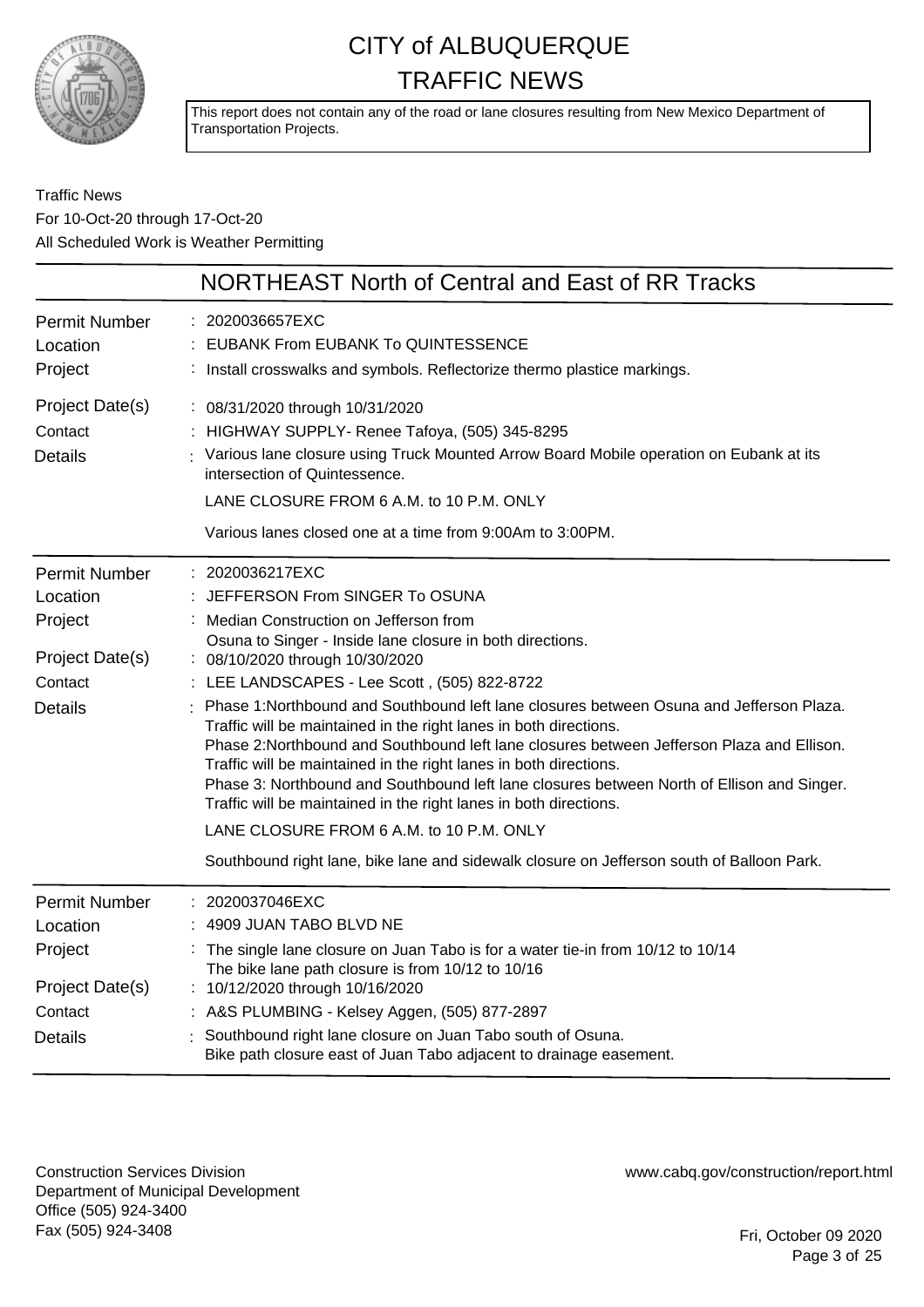# CITY of ALBUQUERQUE
# TRAFFIC NEWS

This report does not contain any of the road or lane closures resulting from New Mexico Department of Transportation Projects.

Traffic News
For 10-Oct-20 through 17-Oct-20
All Scheduled Work is Weather Permitting

## NORTHEAST North of Central and East of RR Tracks

| | |
|---|---|
| Permit Number | : 2020036657EXC |
| Location | : EUBANK From EUBANK To QUINTESSENCE |
| Project | : Install crosswalks and symbols. Reflectorize thermo plastice markings. |
| Project Date(s) | : 08/31/2020 through 10/31/2020 |
| Contact | : HIGHWAY SUPPLY- Renee Tafoya, (505) 345-8295 |
| Details | : Various lane closure using Truck Mounted Arrow Board Mobile operation on Eubank at its intersection of Quintessence.<br>LANE CLOSURE FROM 6 A.M. to 10 P.M. ONLY<br>Various lanes closed one at a time from 9:00Am to 3:00PM. |

| | |
|---|---|
| Permit Number | : 2020036217EXC |
| Location | : JEFFERSON From SINGER To OSUNA |
| Project | : Median Construction on Jefferson from Osuna to Singer - Inside lane closure in both directions. |
| Project Date(s) | : 08/10/2020 through 10/30/2020 |
| Contact | : LEE LANDSCAPES - Lee Scott , (505) 822-8722 |
| Details | : Phase 1:Northbound and Southbound left lane closures between Osuna and Jefferson Plaza. Traffic will be maintained in the right lanes in both directions.<br>Phase 2:Northbound and Southbound left lane closures between Jefferson Plaza and Ellison. Traffic will be maintained in the right lanes in both directions.<br>Phase 3: Northbound and Southbound left lane closures between North of Ellison and Singer. Traffic will be maintained in the right lanes in both directions.<br>LANE CLOSURE FROM 6 A.M. to 10 P.M. ONLY<br>Southbound right lane, bike lane and sidewalk closure on Jefferson south of Balloon Park. |

| | |
|---|---|
| Permit Number | : 2020037046EXC |
| Location | : 4909 JUAN TABO BLVD NE |
| Project | : The single lane closure on Juan Tabo is for a water tie-in from 10/12 to 10/14<br>The bike lane path closure is from 10/12 to 10/16 |
| Project Date(s) | : 10/12/2020 through 10/16/2020 |
| Contact | : A&S PLUMBING - Kelsey Aggen, (505) 877-2897 |
| Details | : Southbound right lane closure on Juan Tabo south of Osuna.<br>Bike path closure east of Juan Tabo adjacent to drainage easement. |

Construction Services Division
Department of Municipal Development
Office (505) 924-3400
Fax (505) 924-3408

www.cabq.gov/construction/report.html

Fri, October 09 2020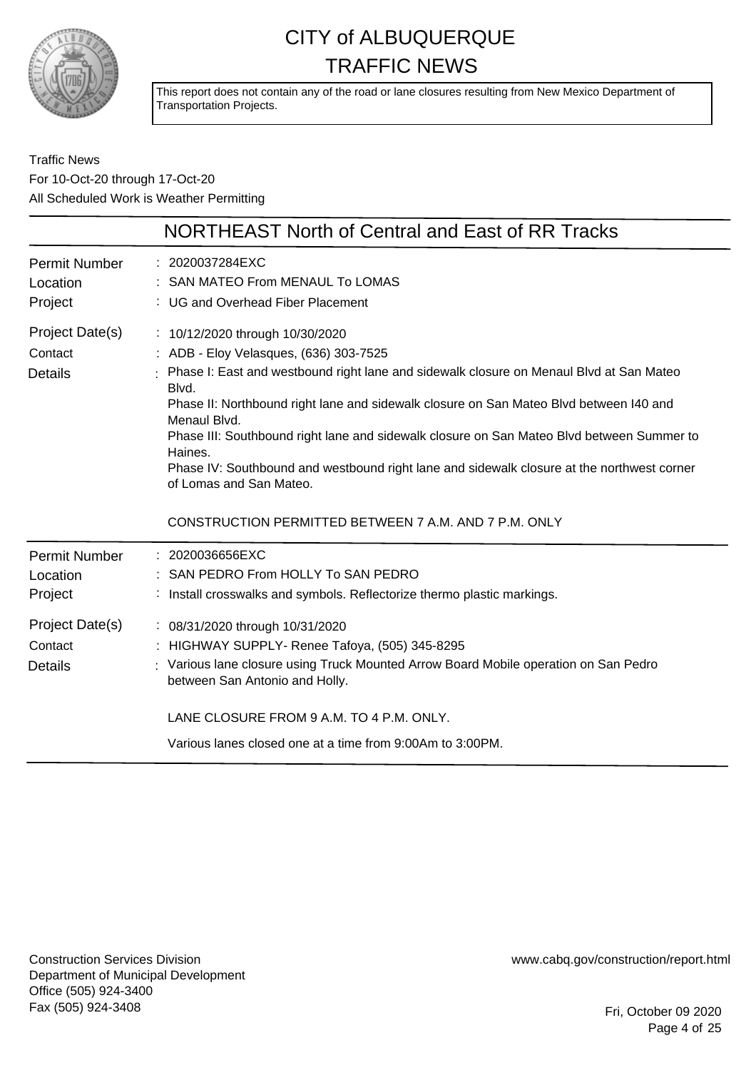# CITY of ALBUQUERQUE
# TRAFFIC NEWS

This report does not contain any of the road or lane closures resulting from New Mexico Department of Transportation Projects.

Traffic News
For 10-Oct-20 through 17-Oct-20
All Scheduled Work is Weather Permitting

## NORTHEAST North of Central and East of RR Tracks

| | |
|---|---|
| Permit Number | : 2020037284EXC |
| Location | : SAN MATEO From MENAUL To LOMAS |
| Project | : UG and Overhead Fiber Placement |
| Project Date(s) | : 10/12/2020 through 10/30/2020 |
| Contact | : ADB - Eloy Velasques, (636) 303-7525 |
| Details | : Phase I: East and westbound right lane and sidewalk closure on Menaul Blvd at San Mateo Blvd.<br>Phase II: Northbound right lane and sidewalk closure on San Mateo Blvd between I40 and Menaul Blvd.<br>Phase III: Southbound right lane and sidewalk closure on San Mateo Blvd between Summer to Haines.<br>Phase IV: Southbound and westbound right lane and sidewalk closure at the northwest corner of Lomas and San Mateo.<br><br>CONSTRUCTION PERMITTED BETWEEN 7 A.M. AND 7 P.M. ONLY |

| | |
|---|---|
| Permit Number | : 2020036656EXC |
| Location | : SAN PEDRO From HOLLY To SAN PEDRO |
| Project | : Install crosswalks and symbols. Reflectorize thermo plastic markings. |
| Project Date(s) | : 08/31/2020 through 10/31/2020 |
| Contact | : HIGHWAY SUPPLY- Renee Tafoya, (505) 345-8295 |
| Details | : Various lane closure using Truck Mounted Arrow Board Mobile operation on San Pedro between San Antonio and Holly.<br><br>LANE CLOSURE FROM 9 A.M. TO 4 P.M. ONLY.<br><br>Various lanes closed one at a time from 9:00Am to 3:00PM. |

Construction Services Division
Department of Municipal Development
Office (505) 924-3400
Fax (505) 924-3408

www.cabq.gov/construction/report.html

Fri, October 09 2020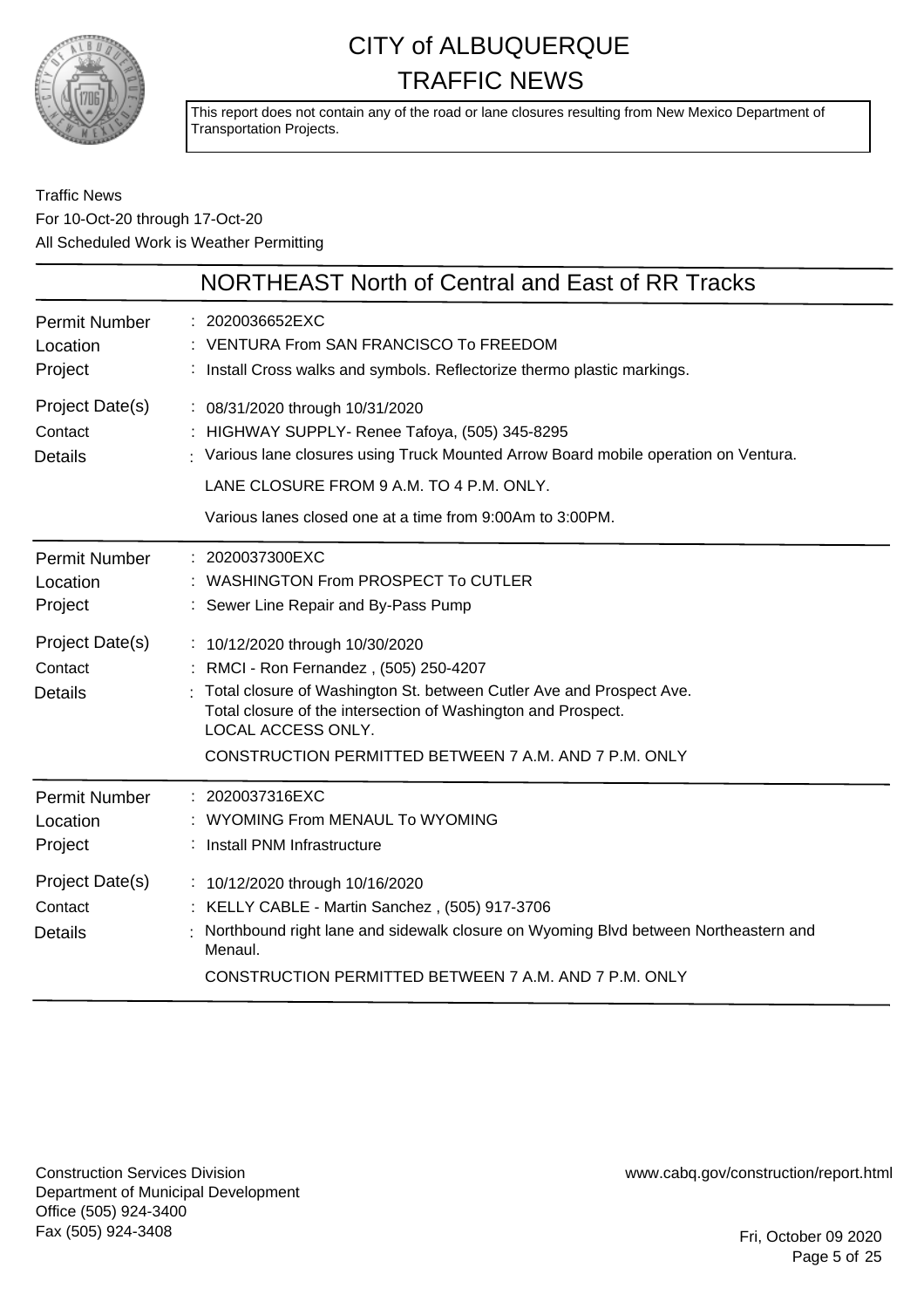# CITY of ALBUQUERQUE
# TRAFFIC NEWS

This report does not contain any of the road or lane closures resulting from New Mexico Department of Transportation Projects.

Traffic News
For 10-Oct-20 through 17-Oct-20
All Scheduled Work is Weather Permitting

## NORTHEAST North of Central and East of RR Tracks

| | |
|---|---|
| Permit Number | : 2020036652EXC |
| Location | : VENTURA From SAN FRANCISCO To FREEDOM |
| Project | : Install Cross walks and symbols. Reflectorize thermo plastic markings. |
| Project Date(s) | : 08/31/2020 through 10/31/2020 |
| Contact | : HIGHWAY SUPPLY- Renee Tafoya, (505) 345-8295 |
| Details | : Various lane closures using Truck Mounted Arrow Board mobile operation on Ventura.<br>LANE CLOSURE FROM 9 A.M. TO 4 P.M. ONLY.<br>Various lanes closed one at a time from 9:00Am to 3:00PM. |

| | |
|---|---|
| Permit Number | : 2020037300EXC |
| Location | : WASHINGTON From PROSPECT To CUTLER |
| Project | : Sewer Line Repair and By-Pass Pump |
| Project Date(s) | : 10/12/2020 through 10/30/2020 |
| Contact | : RMCI - Ron Fernandez , (505) 250-4207 |
| Details | : Total closure of Washington St. between Cutler Ave and Prospect Ave.<br>Total closure of the intersection of Washington and Prospect.<br>LOCAL ACCESS ONLY.<br>CONSTRUCTION PERMITTED BETWEEN 7 A.M. AND 7 P.M. ONLY |

| | |
|---|---|
| Permit Number | : 2020037316EXC |
| Location | : WYOMING From MENAUL To WYOMING |
| Project | : Install PNM Infrastructure |
| Project Date(s) | : 10/12/2020 through 10/16/2020 |
| Contact | : KELLY CABLE - Martin Sanchez , (505) 917-3706 |
| Details | : Northbound right lane and sidewalk closure on Wyoming Blvd between Northeastern and Menaul.<br>CONSTRUCTION PERMITTED BETWEEN 7 A.M. AND 7 P.M. ONLY |

Construction Services Division
Department of Municipal Development
Office (505) 924-3400
Fax (505) 924-3408

www.cabq.gov/construction/report.html

Fri, October 09 2020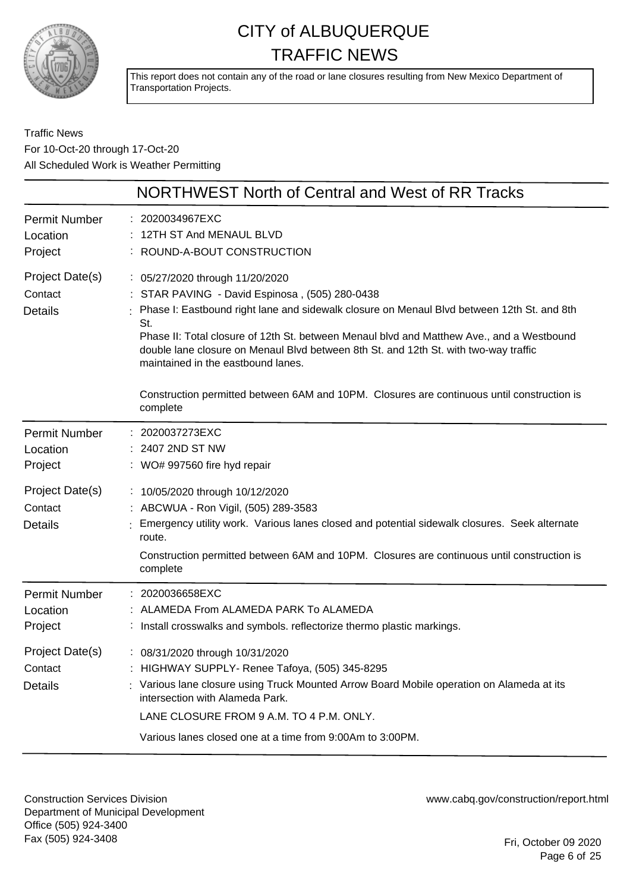# CITY of ALBUQUERQUE
# TRAFFIC NEWS

This report does not contain any of the road or lane closures resulting from New Mexico Department of Transportation Projects.

Traffic News
For 10-Oct-20 through 17-Oct-20
All Scheduled Work is Weather Permitting

## NORTHWEST North of Central and West of RR Tracks

**Permit Number** : 2020034967EXC
**Location** : 12TH ST And MENAUL BLVD
**Project** : ROUND-A-BOUT CONSTRUCTION
**Project Date(s)** : 05/27/2020 through 11/20/2020
**Contact** : STAR PAVING - David Espinosa , (505) 280-0438
**Details** : Phase I: Eastbound right lane and sidewalk closure on Menaul Blvd between 12th St. and 8th St.
Phase II: Total closure of 12th St. between Menaul blvd and Matthew Ave., and a Westbound double lane closure on Menaul Blvd between 8th St. and 12th St. with two-way traffic maintained in the eastbound lanes.

Construction permitted between 6AM and 10PM. Closures are continuous until construction is complete

---

**Permit Number** : 2020037273EXC
**Location** : 2407 2ND ST NW
**Project** : WO# 997560 fire hyd repair
**Project Date(s)** : 10/05/2020 through 10/12/2020
**Contact** : ABCWUA - Ron Vigil, (505) 289-3583
**Details** : Emergency utility work. Various lanes closed and potential sidewalk closures. Seek alternate route.

Construction permitted between 6AM and 10PM. Closures are continuous until construction is complete

---

**Permit Number** : 2020036658EXC
**Location** : ALAMEDA From ALAMEDA PARK To ALAMEDA
**Project** : Install crosswalks and symbols. reflectorize thermo plastic markings.
**Project Date(s)** : 08/31/2020 through 10/31/2020
**Contact** : HIGHWAY SUPPLY- Renee Tafoya, (505) 345-8295
**Details** : Various lane closure using Truck Mounted Arrow Board Mobile operation on Alameda at its intersection with Alameda Park.

LANE CLOSURE FROM 9 A.M. TO 4 P.M. ONLY.

Various lanes closed one at a time from 9:00Am to 3:00PM.

---

Construction Services Division
Department of Municipal Development
Office (505) 924-3400
Fax (505) 924-3408

www.cabq.gov/construction/report.html

Fri, October 09 2020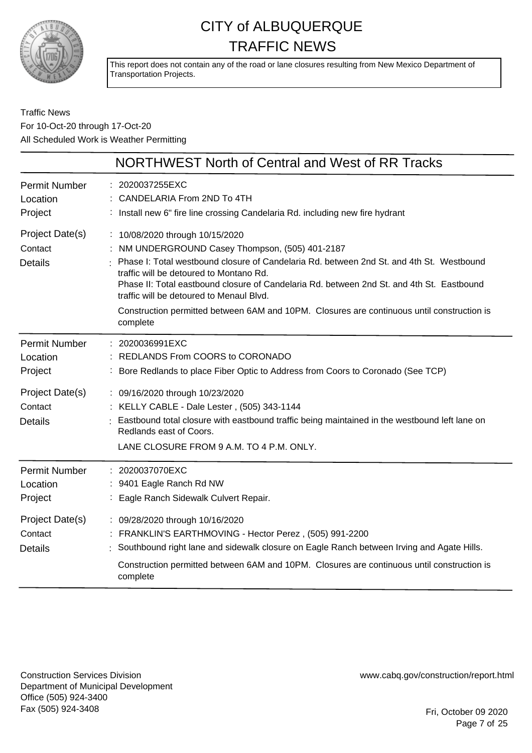# CITY of ALBUQUERQUE
# TRAFFIC NEWS

This report does not contain any of the road or lane closures resulting from New Mexico Department of Transportation Projects.

Traffic News
For 10-Oct-20 through 17-Oct-20
All Scheduled Work is Weather Permitting

## NORTHWEST North of Central and West of RR Tracks

| | |
|---|---|
| Permit Number | 2020037255EXC |
| Location | CANDELARIA From 2ND To 4TH |
| Project | Install new 6" fire line crossing Candelaria Rd. including new fire hydrant |
| Project Date(s) | 10/08/2020 through 10/15/2020 |
| Contact | NM UNDERGROUND Casey Thompson, (505) 401-2187 |
| Details | Phase I: Total westbound closure of Candelaria Rd. between 2nd St. and 4th St. Westbound traffic will be detoured to Montano Rd.<br>Phase II: Total eastbound closure of Candelaria Rd. between 2nd St. and 4th St. Eastbound traffic will be detoured to Menaul Blvd.<br>Construction permitted between 6AM and 10PM. Closures are continuous until construction is complete |

| | |
|---|---|
| Permit Number | 2020036991EXC |
| Location | REDLANDS From COORS to CORONADO |
| Project | Bore Redlands to place Fiber Optic to Address from Coors to Coronado (See TCP) |
| Project Date(s) | 09/16/2020 through 10/23/2020 |
| Contact | KELLY CABLE - Dale Lester , (505) 343-1144 |
| Details | Eastbound total closure with eastbound traffic being maintained in the westbound left lane on Redlands east of Coors.<br>LANE CLOSURE FROM 9 A.M. TO 4 P.M. ONLY. |

| | |
|---|---|
| Permit Number | 2020037070EXC |
| Location | 9401 Eagle Ranch Rd NW |
| Project | Eagle Ranch Sidewalk Culvert Repair. |
| Project Date(s) | 09/28/2020 through 10/16/2020 |
| Contact | FRANKLIN'S EARTHMOVING - Hector Perez , (505) 991-2200 |
| Details | Southbound right lane and sidewalk closure on Eagle Ranch between Irving and Agate Hills.<br>Construction permitted between 6AM and 10PM. Closures are continuous until construction is complete |

Construction Services Division
Department of Municipal Development
Office (505) 924-3400
Fax (505) 924-3408

www.cabq.gov/construction/report.html

Fri, October 09 2020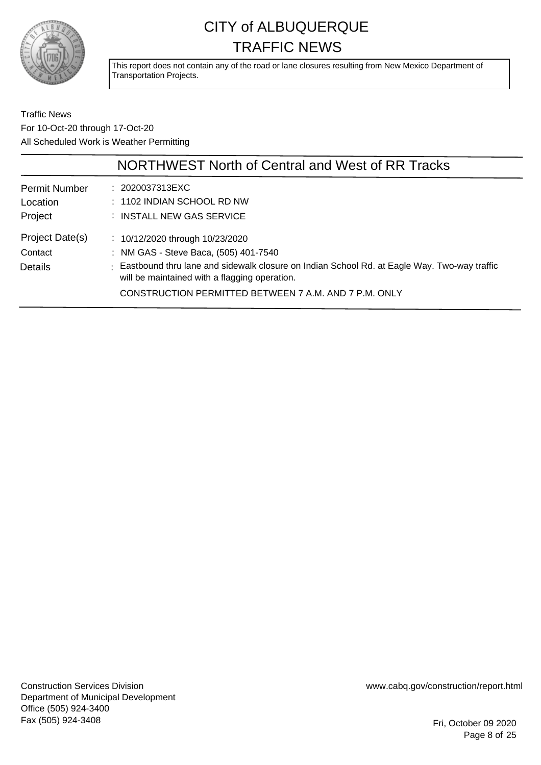# CITY of ALBUQUERQUE TRAFFIC NEWS

This report does not contain any of the road or lane closures resulting from New Mexico Department of Transportation Projects.

Traffic News
For 10-Oct-20 through 17-Oct-20
All Scheduled Work is Weather Permitting

## NORTHWEST North of Central and West of RR Tracks

| | |
|---|---|
| Permit Number | 2020037313EXC |
| Location | 1102 INDIAN SCHOOL RD NW |
| Project | INSTALL NEW GAS SERVICE |
| Project Date(s) | 10/12/2020 through 10/23/2020 |
| Contact | NM GAS - Steve Baca, (505) 401-7540 |
| Details | Eastbound thru lane and sidewalk closure on Indian School Rd. at Eagle Way. Two-way traffic will be maintained with a flagging operation. CONSTRUCTION PERMITTED BETWEEN 7 A.M. AND 7 P.M. ONLY |

Construction Services Division
Department of Municipal Development
Office (505) 924-3400
Fax (505) 924-3408

www.cabq.gov/construction/report.html

Fri, October 09 2020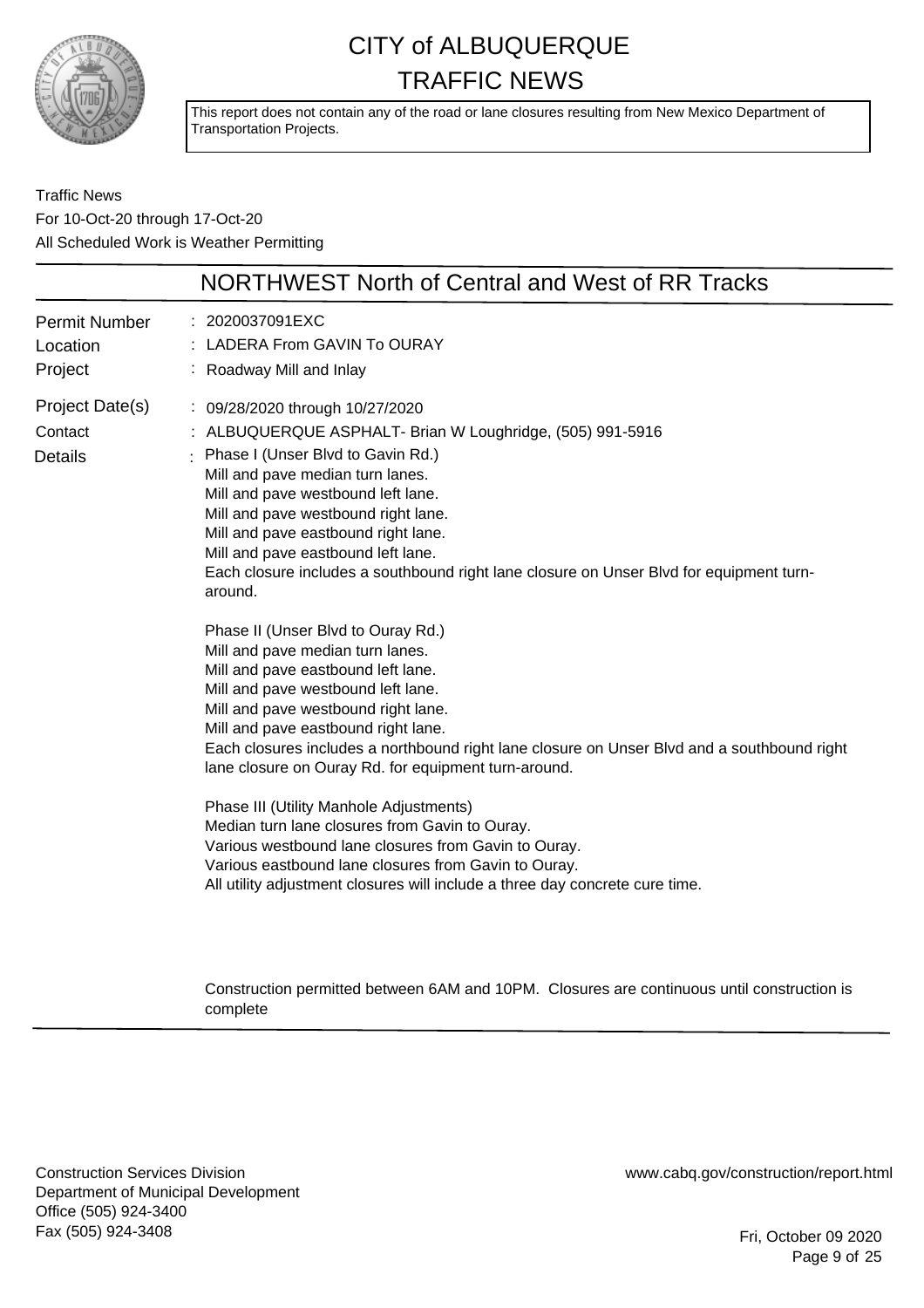# CITY of ALBUQUERQUE TRAFFIC NEWS

This report does not contain any of the road or lane closures resulting from New Mexico Department of Transportation Projects.

Traffic News
For 10-Oct-20 through 17-Oct-20
All Scheduled Work is Weather Permitting

## NORTHWEST North of Central and West of RR Tracks

**Permit Number** : 2020037091EXC
**Location** : LADERA From GAVIN To OURAY
**Project** : Roadway Mill and Inlay
**Project Date(s)** : 09/28/2020 through 10/27/2020
**Contact** : ALBUQUERQUE ASPHALT- Brian W Loughridge, (505) 991-5916
**Details** :

Phase I (Unser Blvd to Gavin Rd.)
Mill and pave median turn lanes.
Mill and pave westbound left lane.
Mill and pave westbound right lane.
Mill and pave eastbound right lane.
Mill and pave eastbound left lane.
Each closure includes a southbound right lane closure on Unser Blvd for equipment turn-around.

Phase II (Unser Blvd to Ouray Rd.)
Mill and pave median turn lanes.
Mill and pave eastbound left lane.
Mill and pave westbound left lane.
Mill and pave westbound right lane.
Mill and pave eastbound right lane.
Each closures includes a northbound right lane closure on Unser Blvd and a southbound right lane closure on Ouray Rd. for equipment turn-around.

Phase III (Utility Manhole Adjustments)
Median turn lane closures from Gavin to Ouray.
Various westbound lane closures from Gavin to Ouray.
Various eastbound lane closures from Gavin to Ouray.
All utility adjustment closures will include a three day concrete cure time.

Construction permitted between 6AM and 10PM. Closures are continuous until construction is complete

Construction Services Division
Department of Municipal Development
Office (505) 924-3400
Fax (505) 924-3408

www.cabq.gov/construction/report.html

Fri, October 09 2020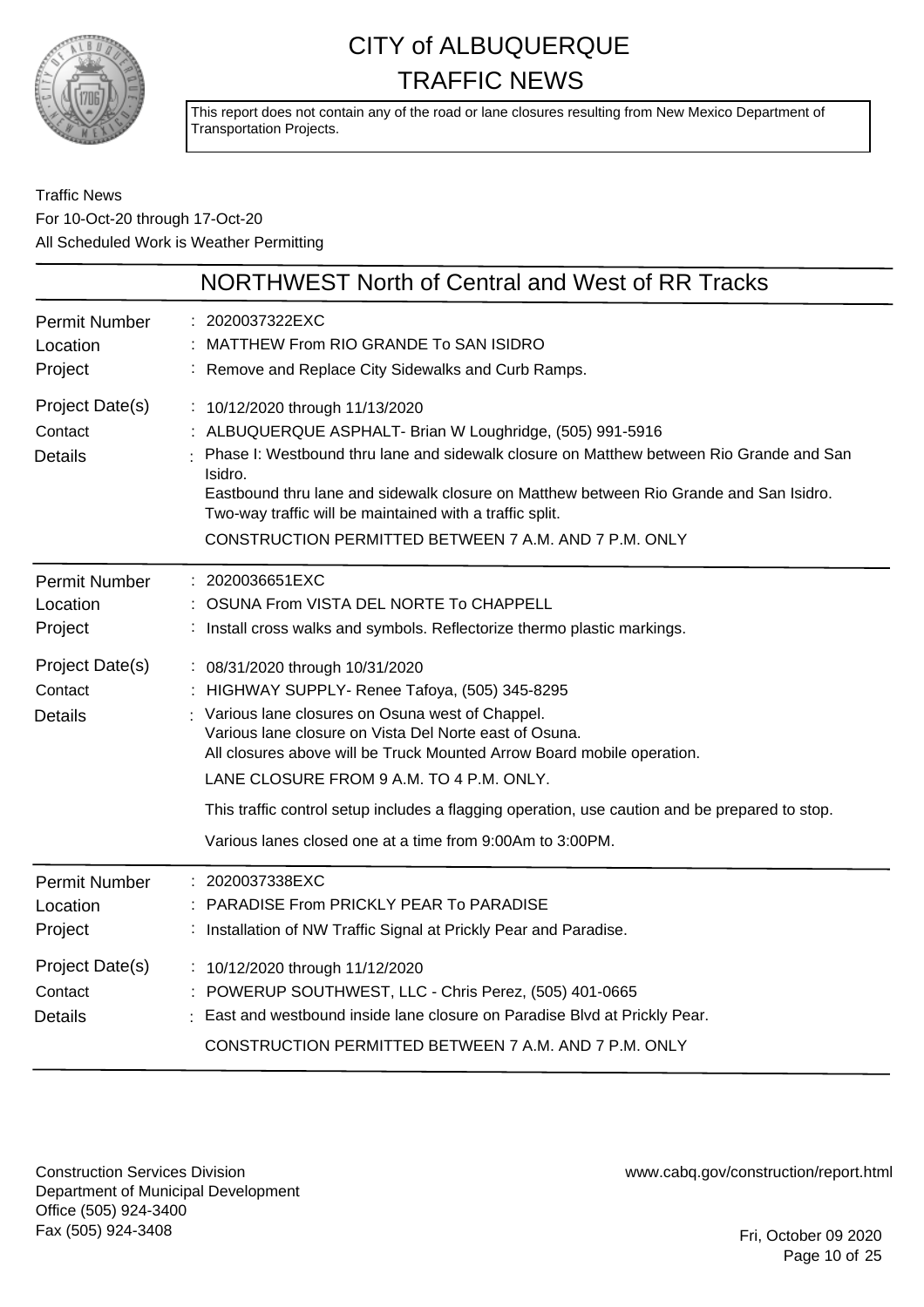# CITY of ALBUQUERQUE
# TRAFFIC NEWS

This report does not contain any of the road or lane closures resulting from New Mexico Department of Transportation Projects.

Traffic News
For 10-Oct-20 through 17-Oct-20
All Scheduled Work is Weather Permitting

## NORTHWEST North of Central and West of RR Tracks

| | |
|---|---|
| Permit Number | 2020037322EXC |
| Location | MATTHEW From RIO GRANDE To SAN ISIDRO |
| Project | Remove and Replace City Sidewalks and Curb Ramps. |
| Project Date(s) | 10/12/2020 through 11/13/2020 |
| Contact | ALBUQUERQUE ASPHALT- Brian W Loughridge, (505) 991-5916 |
| Details | Phase I: Westbound thru lane and sidewalk closure on Matthew between Rio Grande and San Isidro.<br>Eastbound thru lane and sidewalk closure on Matthew between Rio Grande and San Isidro.<br>Two-way traffic will be maintained with a traffic split.<br>CONSTRUCTION PERMITTED BETWEEN 7 A.M. AND 7 P.M. ONLY |

| | |
|---|---|
| Permit Number | 2020036651EXC |
| Location | OSUNA From VISTA DEL NORTE To CHAPPELL |
| Project | Install cross walks and symbols. Reflectorize thermo plastic markings. |
| Project Date(s) | 08/31/2020 through 10/31/2020 |
| Contact | HIGHWAY SUPPLY- Renee Tafoya, (505) 345-8295 |
| Details | Various lane closures on Osuna west of Chappel.<br>Various lane closure on Vista Del Norte east of Osuna.<br>All closures above will be Truck Mounted Arrow Board mobile operation.<br>LANE CLOSURE FROM 9 A.M. TO 4 P.M. ONLY.<br>This traffic control setup includes a flagging operation, use caution and be prepared to stop.<br>Various lanes closed one at a time from 9:00Am to 3:00PM. |

| | |
|---|---|
| Permit Number | 2020037338EXC |
| Location | PARADISE From PRICKLY PEAR To PARADISE |
| Project | Installation of NW Traffic Signal at Prickly Pear and Paradise. |
| Project Date(s) | 10/12/2020 through 11/12/2020 |
| Contact | POWERUP SOUTHWEST, LLC - Chris Perez, (505) 401-0665 |
| Details | East and westbound inside lane closure on Paradise Blvd at Prickly Pear.<br>CONSTRUCTION PERMITTED BETWEEN 7 A.M. AND 7 P.M. ONLY |

Construction Services Division
Department of Municipal Development
Office (505) 924-3400
Fax (505) 924-3408

www.cabq.gov/construction/report.html

Fri, October 09 2020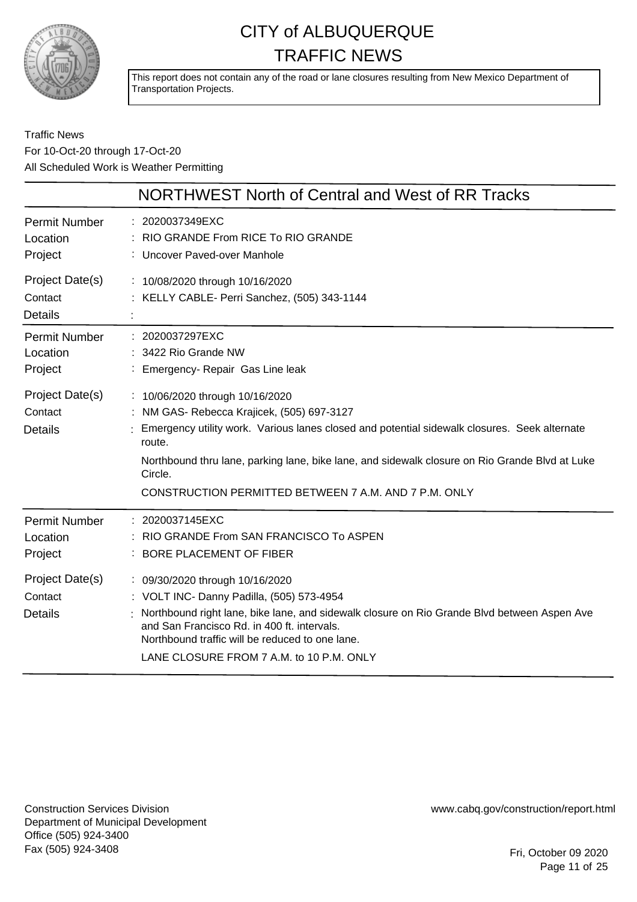# CITY of ALBUQUERQUE
# TRAFFIC NEWS

This report does not contain any of the road or lane closures resulting from New Mexico Department of Transportation Projects.

Traffic News
For 10-Oct-20 through 17-Oct-20
All Scheduled Work is Weather Permitting

## NORTHWEST North of Central and West of RR Tracks

| | |
|---|---|
| Permit Number | : 2020037349EXC |
| Location | : RIO GRANDE From RICE To RIO GRANDE |
| Project | : Uncover Paved-over Manhole |
| Project Date(s) | : 10/08/2020 through 10/16/2020 |
| Contact | : KELLY CABLE- Perri Sanchez, (505) 343-1144 |
| Details | : |

| | |
|---|---|
| Permit Number | : 2020037297EXC |
| Location | : 3422 Rio Grande NW |
| Project | : Emergency- Repair Gas Line leak |
| Project Date(s) | : 10/06/2020 through 10/16/2020 |
| Contact | : NM GAS- Rebecca Krajicek, (505) 697-3127 |
| Details | : Emergency utility work. Various lanes closed and potential sidewalk closures. Seek alternate route.<br>Northbound thru lane, parking lane, bike lane, and sidewalk closure on Rio Grande Blvd at Luke Circle.<br>CONSTRUCTION PERMITTED BETWEEN 7 A.M. AND 7 P.M. ONLY |

| | |
|---|---|
| Permit Number | : 2020037145EXC |
| Location | : RIO GRANDE From SAN FRANCISCO To ASPEN |
| Project | : BORE PLACEMENT OF FIBER |
| Project Date(s) | : 09/30/2020 through 10/16/2020 |
| Contact | : VOLT INC- Danny Padilla, (505) 573-4954 |
| Details | : Northbound right lane, bike lane, and sidewalk closure on Rio Grande Blvd between Aspen Ave and San Francisco Rd. in 400 ft. intervals.<br>Northbound traffic will be reduced to one lane.<br>LANE CLOSURE FROM 7 A.M. to 10 P.M. ONLY |

Construction Services Division
Department of Municipal Development
Office (505) 924-3400
Fax (505) 924-3408

www.cabq.gov/construction/report.html

Fri, October 09 2020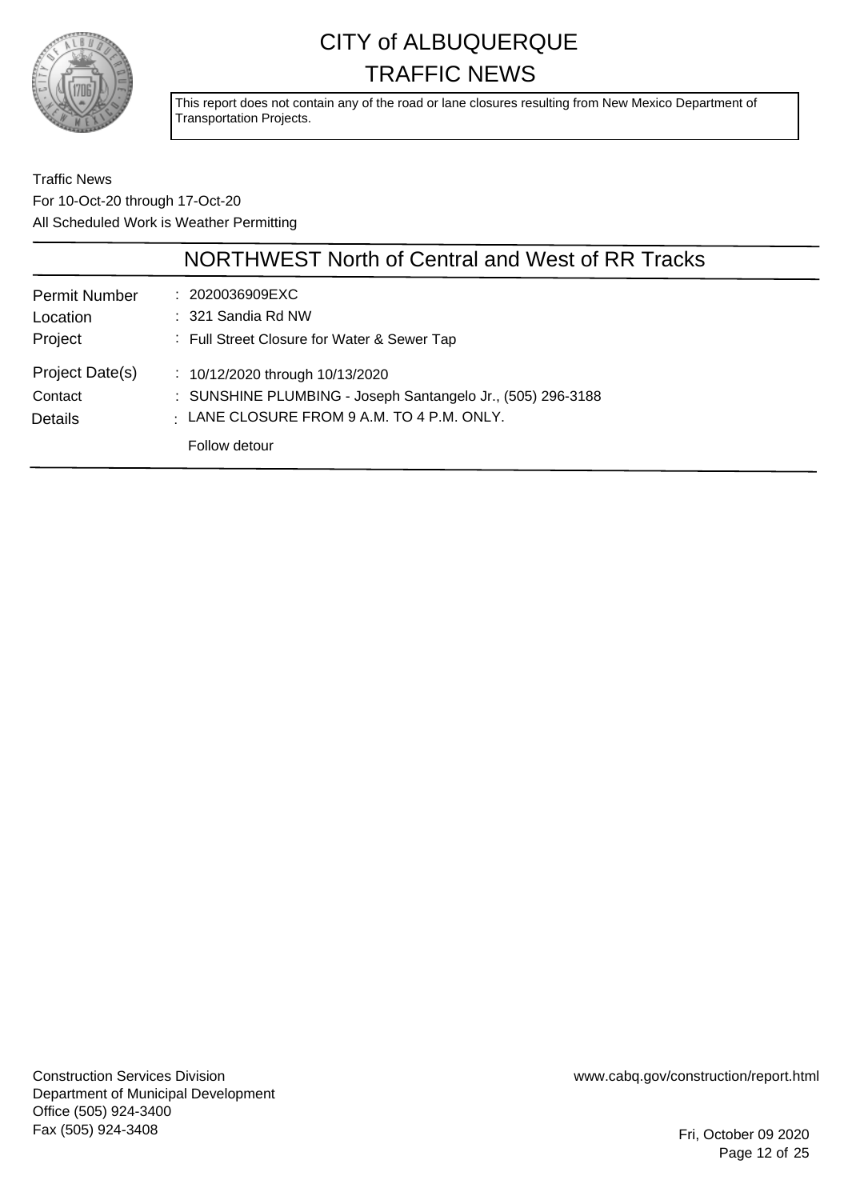# CITY of ALBUQUERQUE
# TRAFFIC NEWS

This report does not contain any of the road or lane closures resulting from New Mexico Department of Transportation Projects.

Traffic News
For 10-Oct-20 through 17-Oct-20
All Scheduled Work is Weather Permitting

## NORTHWEST North of Central and West of RR Tracks

| | |
|---|---|
| Permit Number | : 2020036909EXC |
| Location | : 321 Sandia Rd NW |
| Project | : Full Street Closure for Water & Sewer Tap |
| Project Date(s) | : 10/12/2020 through 10/13/2020 |
| Contact | : SUNSHINE PLUMBING - Joseph Santangelo Jr., (505) 296-3188 |
| Details | : LANE CLOSURE FROM 9 A.M. TO 4 P.M. ONLY. Follow detour |

Construction Services Division
Department of Municipal Development
Office (505) 924-3400
Fax (505) 924-3408

www.cabq.gov/construction/report.html

Fri, October 09 2020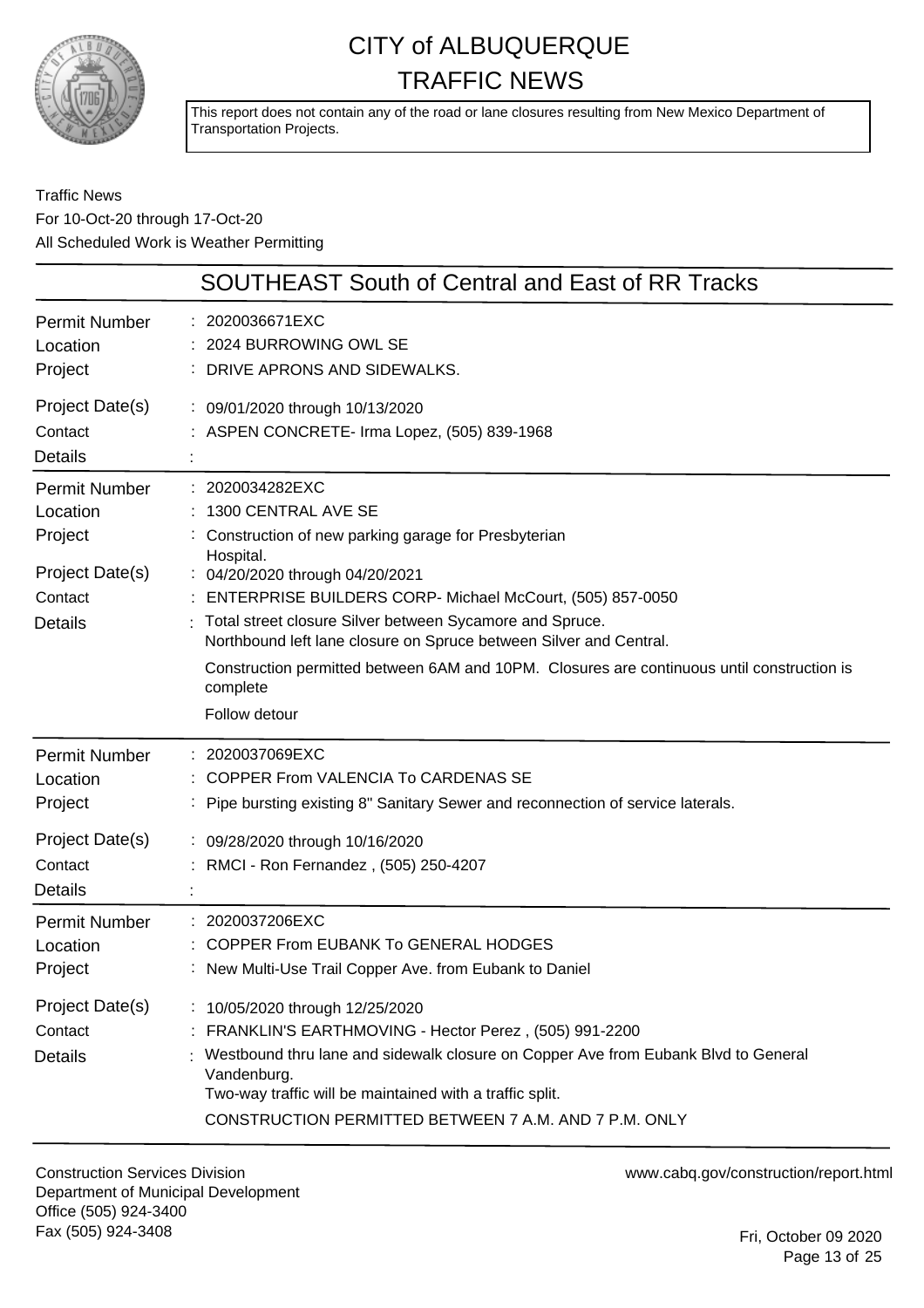# CITY of ALBUQUERQUE TRAFFIC NEWS

This report does not contain any of the road or lane closures resulting from New Mexico Department of Transportation Projects.

Traffic News
For 10-Oct-20 through 17-Oct-20
All Scheduled Work is Weather Permitting

## SOUTHEAST South of Central and East of RR Tracks

**Permit Number** : 2020036671EXC
**Location** : 2024 BURROWING OWL SE
**Project** : DRIVE APRONS AND SIDEWALKS.
**Project Date(s)** : 09/01/2020 through 10/13/2020
**Contact** : ASPEN CONCRETE- Irma Lopez, (505) 839-1968
**Details** :

---

**Permit Number** : 2020034282EXC
**Location** : 1300 CENTRAL AVE SE
**Project** : Construction of new parking garage for Presbyterian Hospital.
**Project Date(s)** : 04/20/2020 through 04/20/2021
**Contact** : ENTERPRISE BUILDERS CORP- Michael McCourt, (505) 857-0050
**Details** : Total street closure Silver between Sycamore and Spruce.
Northbound left lane closure on Spruce between Silver and Central.

Construction permitted between 6AM and 10PM. Closures are continuous until construction is complete

Follow detour

---

**Permit Number** : 2020037069EXC
**Location** : COPPER From VALENCIA To CARDENAS SE
**Project** : Pipe bursting existing 8" Sanitary Sewer and reconnection of service laterals.
**Project Date(s)** : 09/28/2020 through 10/16/2020
**Contact** : RMCI - Ron Fernandez , (505) 250-4207
**Details** :

---

**Permit Number** : 2020037206EXC
**Location** : COPPER From EUBANK To GENERAL HODGES
**Project** : New Multi-Use Trail Copper Ave. from Eubank to Daniel
**Project Date(s)** : 10/05/2020 through 12/25/2020
**Contact** : FRANKLIN'S EARTHMOVING - Hector Perez , (505) 991-2200
**Details** : Westbound thru lane and sidewalk closure on Copper Ave from Eubank Blvd to General Vandenburg.
Two-way traffic will be maintained with a traffic split.

CONSTRUCTION PERMITTED BETWEEN 7 A.M. AND 7 P.M. ONLY

---

Construction Services Division
Department of Municipal Development
Office (505) 924-3400
Fax (505) 924-3408

www.cabq.gov/construction/report.html

Fri, October 09 2020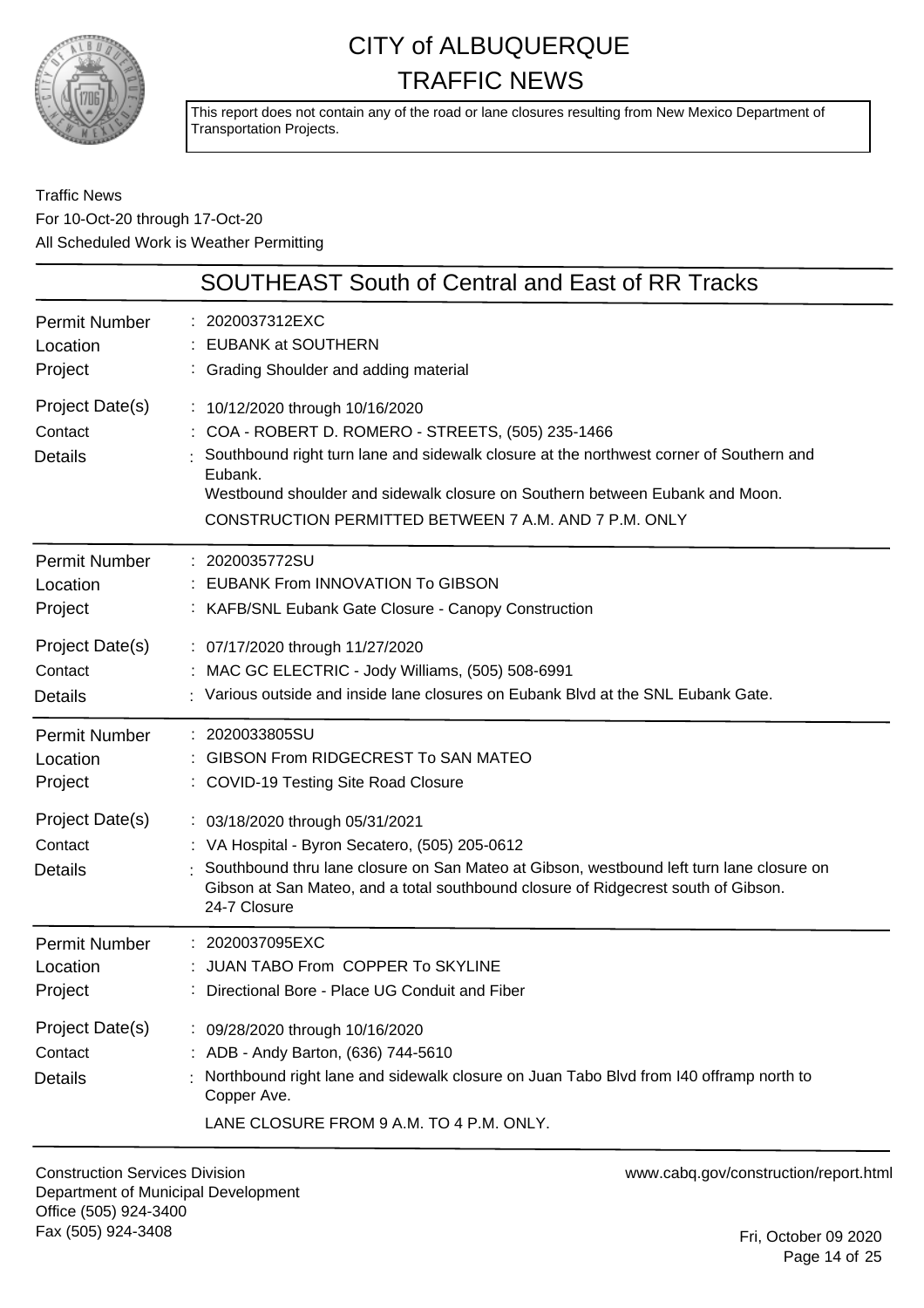# CITY of ALBUQUERQUE TRAFFIC NEWS

This report does not contain any of the road or lane closures resulting from New Mexico Department of Transportation Projects.

Traffic News
For 10-Oct-20 through 17-Oct-20
All Scheduled Work is Weather Permitting

## SOUTHEAST South of Central and East of RR Tracks

| | |
|---|---|
| Permit Number | : 2020037312EXC |
| Location | : EUBANK at SOUTHERN |
| Project | : Grading Shoulder and adding material |
| Project Date(s) | : 10/12/2020 through 10/16/2020 |
| Contact | : COA - ROBERT D. ROMERO - STREETS, (505) 235-1466 |
| Details | : Southbound right turn lane and sidewalk closure at the northwest corner of Southern and Eubank. Westbound shoulder and sidewalk closure on Southern between Eubank and Moon. CONSTRUCTION PERMITTED BETWEEN 7 A.M. AND 7 P.M. ONLY |

| | |
|---|---|
| Permit Number | : 2020035772SU |
| Location | : EUBANK From INNOVATION To GIBSON |
| Project | : KAFB/SNL Eubank Gate Closure - Canopy Construction |
| Project Date(s) | : 07/17/2020 through 11/27/2020 |
| Contact | : MAC GC ELECTRIC - Jody Williams, (505) 508-6991 |
| Details | : Various outside and inside lane closures on Eubank Blvd at the SNL Eubank Gate. |

| | |
|---|---|
| Permit Number | : 2020033805SU |
| Location | : GIBSON From RIDGECREST To SAN MATEO |
| Project | : COVID-19 Testing Site Road Closure |
| Project Date(s) | : 03/18/2020 through 05/31/2021 |
| Contact | : VA Hospital - Byron Secatero, (505) 205-0612 |
| Details | : Southbound thru lane closure on San Mateo at Gibson, westbound left turn lane closure on Gibson at San Mateo, and a total southbound closure of Ridgecrest south of Gibson. 24-7 Closure |

| | |
|---|---|
| Permit Number | : 2020037095EXC |
| Location | : JUAN TABO From COPPER To SKYLINE |
| Project | : Directional Bore - Place UG Conduit and Fiber |
| Project Date(s) | : 09/28/2020 through 10/16/2020 |
| Contact | : ADB - Andy Barton, (636) 744-5610 |
| Details | : Northbound right lane and sidewalk closure on Juan Tabo Blvd from I40 offramp north to Copper Ave. LANE CLOSURE FROM 9 A.M. TO 4 P.M. ONLY. |

Construction Services Division
Department of Municipal Development
Office (505) 924-3400
Fax (505) 924-3408

www.cabq.gov/construction/report.html

Fri, October 09 2020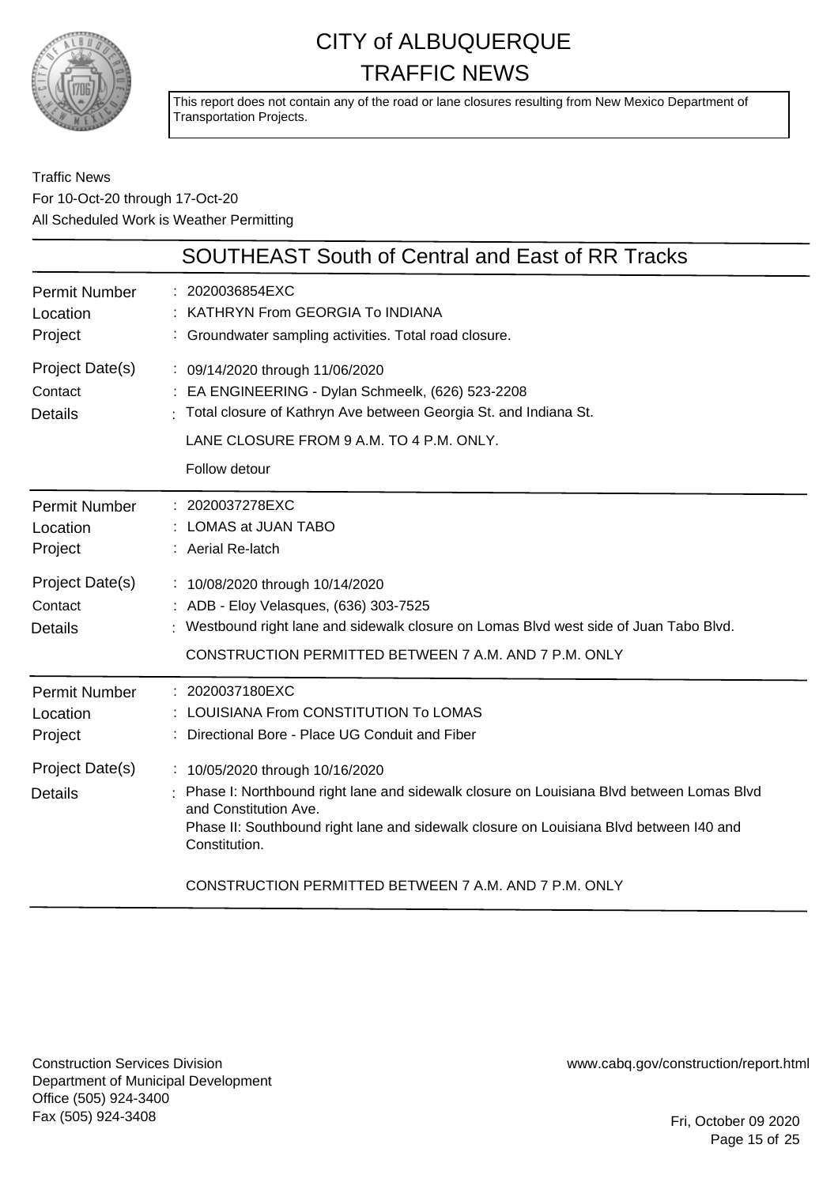# CITY of ALBUQUERQUE
# TRAFFIC NEWS

This report does not contain any of the road or lane closures resulting from New Mexico Department of Transportation Projects.

Traffic News
For 10-Oct-20 through 17-Oct-20
All Scheduled Work is Weather Permitting

## SOUTHEAST South of Central and East of RR Tracks

| | |
|---|---|
| Permit Number | 2020036854EXC |
| Location | KATHRYN From GEORGIA To INDIANA |
| Project | Groundwater sampling activities. Total road closure. |
| Project Date(s) | 09/14/2020 through 11/06/2020 |
| Contact | EA ENGINEERING - Dylan Schmeelk, (626) 523-2208 |
| Details | Total closure of Kathryn Ave between Georgia St. and Indiana St.<br>LANE CLOSURE FROM 9 A.M. TO 4 P.M. ONLY.<br>Follow detour |

| | |
|---|---|
| Permit Number | 2020037278EXC |
| Location | LOMAS at JUAN TABO |
| Project | Aerial Re-latch |
| Project Date(s) | 10/08/2020 through 10/14/2020 |
| Contact | ADB - Eloy Velasques, (636) 303-7525 |
| Details | Westbound right lane and sidewalk closure on Lomas Blvd west side of Juan Tabo Blvd.<br>CONSTRUCTION PERMITTED BETWEEN 7 A.M. AND 7 P.M. ONLY |

| | |
|---|---|
| Permit Number | 2020037180EXC |
| Location | LOUISIANA From CONSTITUTION To LOMAS |
| Project | Directional Bore - Place UG Conduit and Fiber |
| Project Date(s) | 10/05/2020 through 10/16/2020 |
| Details | Phase I: Northbound right lane and sidewalk closure on Louisiana Blvd between Lomas Blvd and Constitution Ave.<br>Phase II: Southbound right lane and sidewalk closure on Louisiana Blvd between I40 and Constitution.<br>CONSTRUCTION PERMITTED BETWEEN 7 A.M. AND 7 P.M. ONLY |

Construction Services Division
Department of Municipal Development
Office (505) 924-3400
Fax (505) 924-3408

www.cabq.gov/construction/report.html

Fri, October 09 2020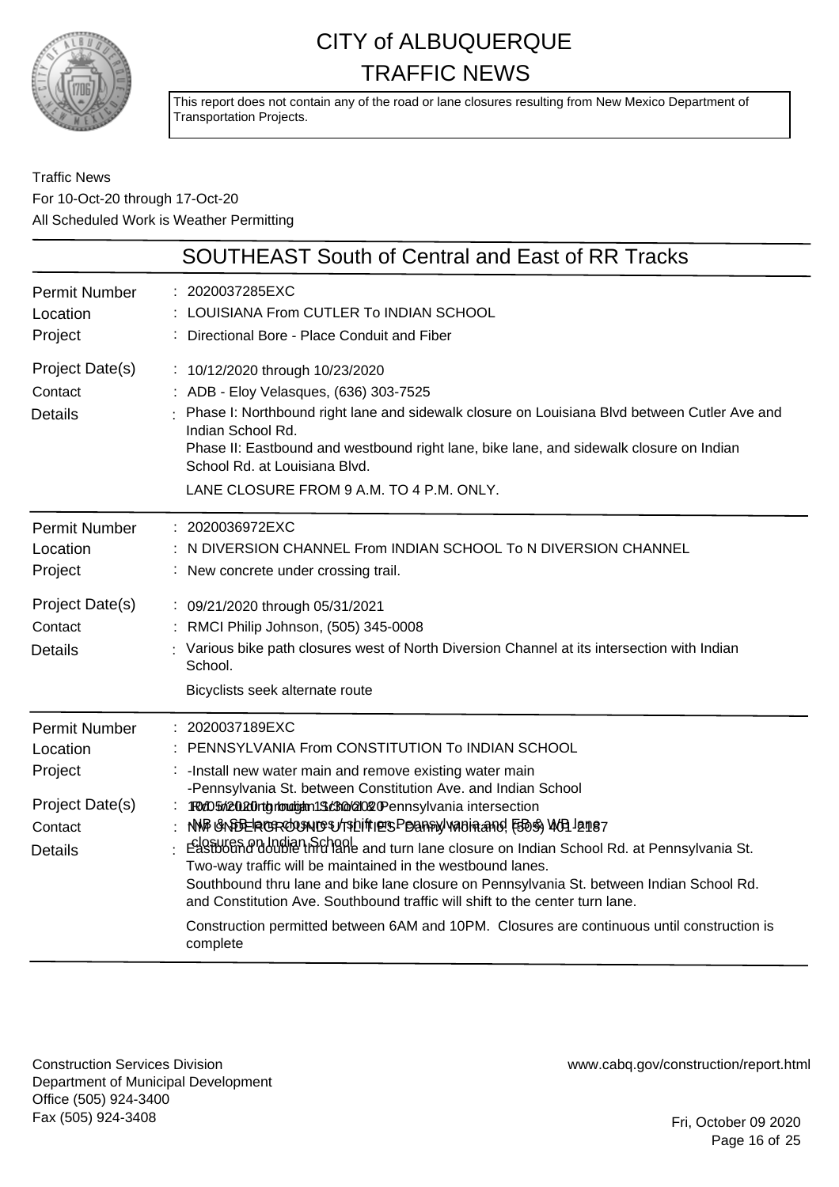# CITY of ALBUQUERQUE
# TRAFFIC NEWS

This report does not contain any of the road or lane closures resulting from New Mexico Department of Transportation Projects.

Traffic News
For 10-Oct-20 through 17-Oct-20
All Scheduled Work is Weather Permitting

## SOUTHEAST South of Central and East of RR Tracks

| | |
|---|---|
| Permit Number | : 2020037285EXC |
| Location | : LOUISIANA From CUTLER To INDIAN SCHOOL |
| Project | : Directional Bore - Place Conduit and Fiber |
| Project Date(s) | : 10/12/2020 through 10/23/2020 |
| Contact | : ADB - Eloy Velasques, (636) 303-7525 |
| Details | : Phase I: Northbound right lane and sidewalk closure on Louisiana Blvd between Cutler Ave and Indian School Rd.<br>Phase II: Eastbound and westbound right lane, bike lane, and sidewalk closure on Indian School Rd. at Louisiana Blvd.<br>LANE CLOSURE FROM 9 A.M. TO 4 P.M. ONLY. |

| | |
|---|---|
| Permit Number | : 2020036972EXC |
| Location | : N DIVERSION CHANNEL From INDIAN SCHOOL To N DIVERSION CHANNEL |
| Project | : New concrete under crossing trail. |
| Project Date(s) | : 09/21/2020 through 05/31/2021 |
| Contact | : RMCI Philip Johnson, (505) 345-0008 |
| Details | : Various bike path closures west of North Diversion Channel at its intersection with Indian School.<br>Bicyclists seek alternate route |

| | |
|---|---|
| Permit Number | : 2020037189EXC |
| Location | : PENNSYLVANIA From CONSTITUTION To INDIAN SCHOOL |
| Project | : -Install new water main and remove existing water main<br>-Pennsylvania St. between Constitution Ave. and Indian School Rd. from Indian School Rd. & Pennsylvania intersection<br>-NB & SB lane closures / shift on Pennsylvania and EB & WB lane closures on Indian School |
| Project Date(s) | : 10/05/2020 through 11/30/2020 |
| Contact | : NM UNDERGROUND UTILITIES- Danny Montano, (505) 401-2187 |
| Details | : Eastbound double thru lane and turn lane closure on Indian School Rd. at Pennsylvania St. Two-way traffic will be maintained in the westbound lanes.<br>Southbound thru lane and bike lane closure on Pennsylvania St. between Indian School Rd. and Constitution Ave. Southbound traffic will shift to the center turn lane.<br>Construction permitted between 6AM and 10PM. Closures are continuous until construction is complete |

Construction Services Division
Department of Municipal Development
Office (505) 924-3400
Fax (505) 924-3408

www.cabq.gov/construction/report.html

Fri, October 09 2020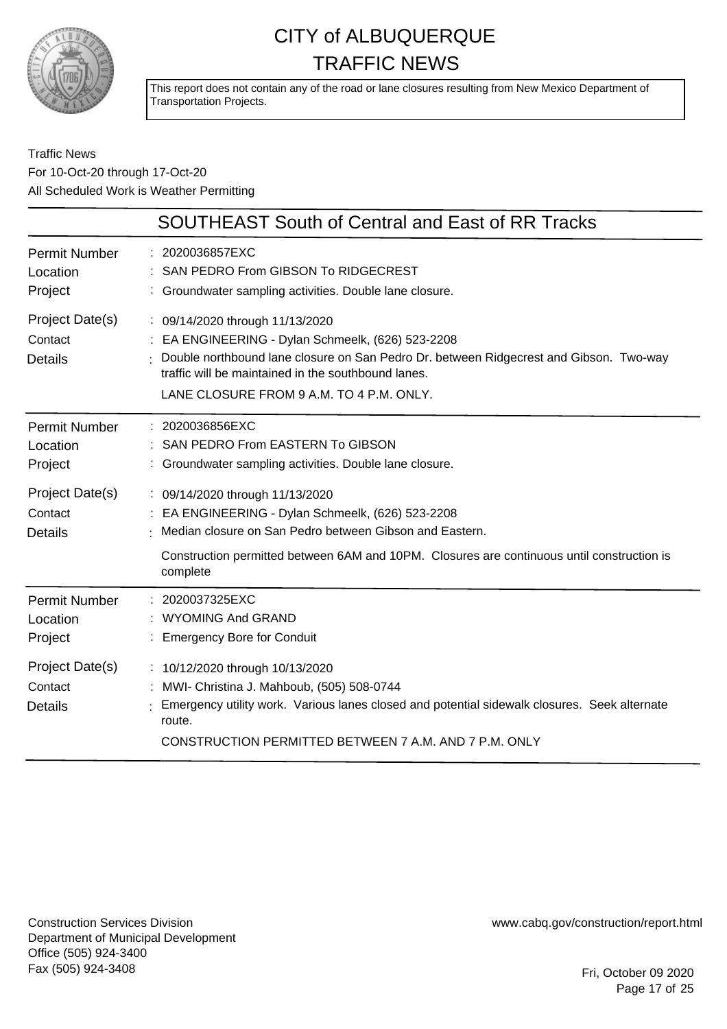# CITY of ALBUQUERQUE
# TRAFFIC NEWS

This report does not contain any of the road or lane closures resulting from New Mexico Department of Transportation Projects.

Traffic News
For 10-Oct-20 through 17-Oct-20
All Scheduled Work is Weather Permitting

## SOUTHEAST South of Central and East of RR Tracks

| | |
|---|---|
| Permit Number | 2020036857EXC |
| Location | SAN PEDRO From GIBSON To RIDGECREST |
| Project | Groundwater sampling activities. Double lane closure. |
| Project Date(s) | 09/14/2020 through 11/13/2020 |
| Contact | EA ENGINEERING - Dylan Schmeelk, (626) 523-2208 |
| Details | Double northbound lane closure on San Pedro Dr. between Ridgecrest and Gibson. Two-way traffic will be maintained in the southbound lanes. LANE CLOSURE FROM 9 A.M. TO 4 P.M. ONLY. |

| | |
|---|---|
| Permit Number | 2020036856EXC |
| Location | SAN PEDRO From EASTERN To GIBSON |
| Project | Groundwater sampling activities. Double lane closure. |
| Project Date(s) | 09/14/2020 through 11/13/2020 |
| Contact | EA ENGINEERING - Dylan Schmeelk, (626) 523-2208 |
| Details | Median closure on San Pedro between Gibson and Eastern. Construction permitted between 6AM and 10PM. Closures are continuous until construction is complete |

| | |
|---|---|
| Permit Number | 2020037325EXC |
| Location | WYOMING And GRAND |
| Project | Emergency Bore for Conduit |
| Project Date(s) | 10/12/2020 through 10/13/2020 |
| Contact | MWI- Christina J. Mahboub, (505) 508-0744 |
| Details | Emergency utility work. Various lanes closed and potential sidewalk closures. Seek alternate route. CONSTRUCTION PERMITTED BETWEEN 7 A.M. AND 7 P.M. ONLY |

Construction Services Division
Department of Municipal Development
Office (505) 924-3400
Fax (505) 924-3408

www.cabq.gov/construction/report.html

Fri, October 09 2020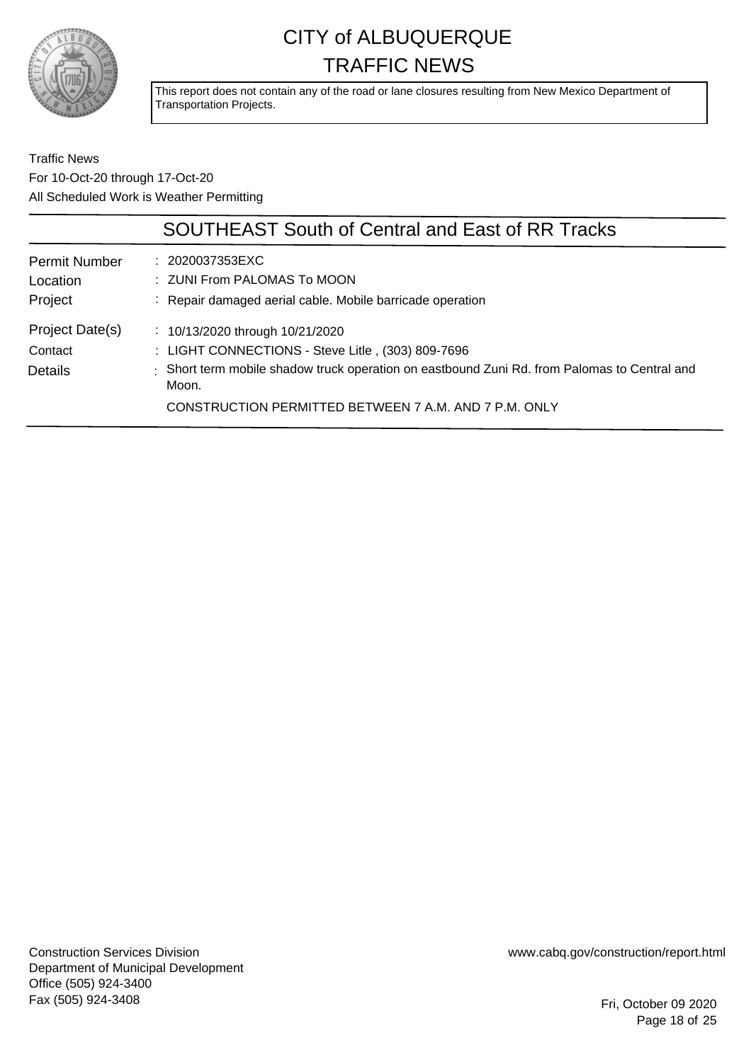# CITY of ALBUQUERQUE
# TRAFFIC NEWS

This report does not contain any of the road or lane closures resulting from New Mexico Department of Transportation Projects.

Traffic News
For 10-Oct-20 through 17-Oct-20
All Scheduled Work is Weather Permitting

## SOUTHEAST South of Central and East of RR Tracks

| | |
|---|---|
| Permit Number | : 2020037353EXC |
| Location | : ZUNI From PALOMAS To MOON |
| Project | : Repair damaged aerial cable. Mobile barricade operation |
| Project Date(s) | : 10/13/2020 through 10/21/2020 |
| Contact | : LIGHT CONNECTIONS - Steve Litle , (303) 809-7696 |
| Details | : Short term mobile shadow truck operation on eastbound Zuni Rd. from Palomas to Central and Moon.<br>CONSTRUCTION PERMITTED BETWEEN 7 A.M. AND 7 P.M. ONLY |

Construction Services Division
Department of Municipal Development
Office (505) 924-3400
Fax (505) 924-3408

www.cabq.gov/construction/report.html

Fri, October 09 2020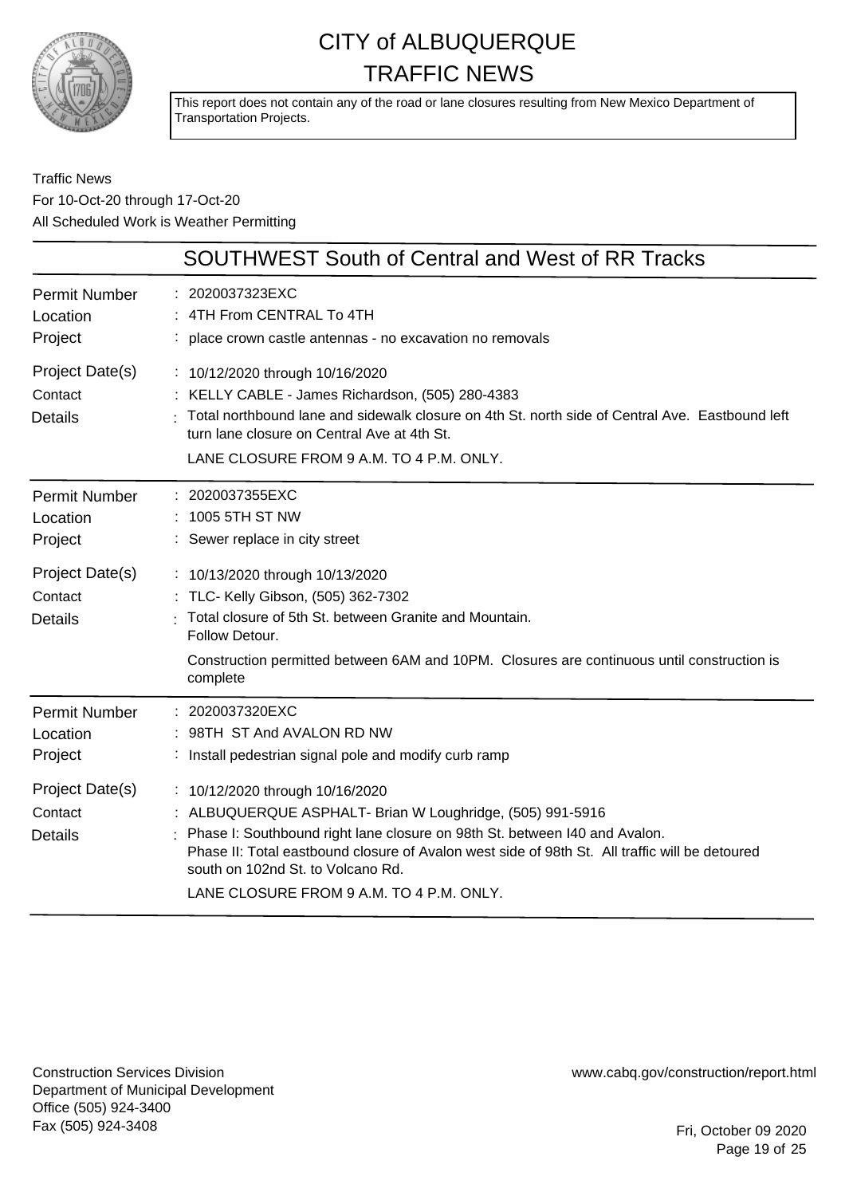# CITY of ALBUQUERQUE
# TRAFFIC NEWS

This report does not contain any of the road or lane closures resulting from New Mexico Department of Transportation Projects.

Traffic News
For 10-Oct-20 through 17-Oct-20
All Scheduled Work is Weather Permitting

## SOUTHWEST South of Central and West of RR Tracks

| | |
|---|---|
| Permit Number | 2020037323EXC |
| Location | 4TH From CENTRAL To 4TH |
| Project | place crown castle antennas - no excavation no removals |
| Project Date(s) | 10/12/2020 through 10/16/2020 |
| Contact | KELLY CABLE - James Richardson, (505) 280-4383 |
| Details | Total northbound lane and sidewalk closure on 4th St. north side of Central Ave. Eastbound left turn lane closure on Central Ave at 4th St.<br>LANE CLOSURE FROM 9 A.M. TO 4 P.M. ONLY. |

| | |
|---|---|
| Permit Number | 2020037355EXC |
| Location | 1005 5TH ST NW |
| Project | Sewer replace in city street |
| Project Date(s) | 10/13/2020 through 10/13/2020 |
| Contact | TLC- Kelly Gibson, (505) 362-7302 |
| Details | Total closure of 5th St. between Granite and Mountain.<br>Follow Detour.<br>Construction permitted between 6AM and 10PM. Closures are continuous until construction is complete |

| | |
|---|---|
| Permit Number | 2020037320EXC |
| Location | 98TH ST And AVALON RD NW |
| Project | Install pedestrian signal pole and modify curb ramp |
| Project Date(s) | 10/12/2020 through 10/16/2020 |
| Contact | ALBUQUERQUE ASPHALT- Brian W Loughridge, (505) 991-5916 |
| Details | Phase I: Southbound right lane closure on 98th St. between I40 and Avalon.<br>Phase II: Total eastbound closure of Avalon west side of 98th St. All traffic will be detoured south on 102nd St. to Volcano Rd.<br>LANE CLOSURE FROM 9 A.M. TO 4 P.M. ONLY. |

Construction Services Division
Department of Municipal Development
Office (505) 924-3400
Fax (505) 924-3408

www.cabq.gov/construction/report.html

Fri, October 09 2020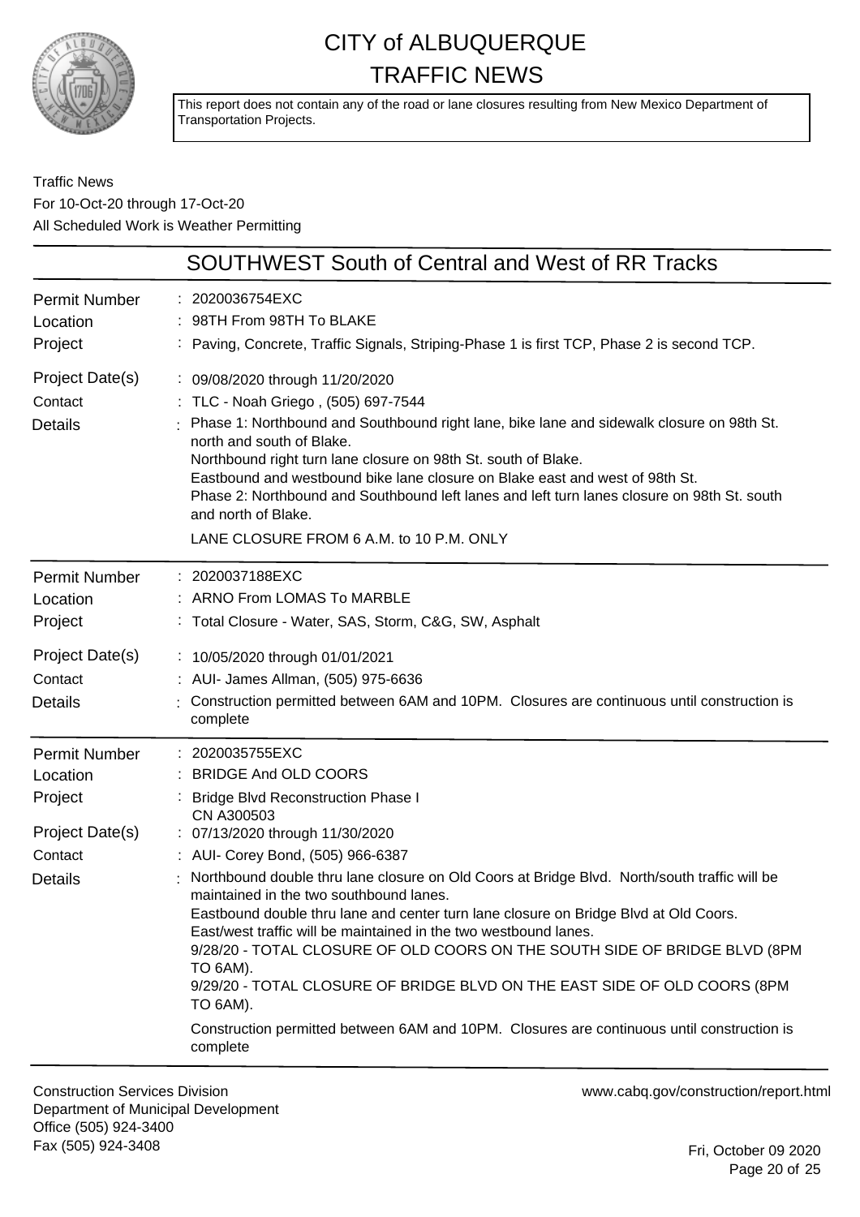# CITY of ALBUQUERQUE
# TRAFFIC NEWS

This report does not contain any of the road or lane closures resulting from New Mexico Department of Transportation Projects.

Traffic News
For 10-Oct-20 through 17-Oct-20
All Scheduled Work is Weather Permitting

## SOUTHWEST South of Central and West of RR Tracks

| | |
|---|---|
| Permit Number | : 2020036754EXC |
| Location | : 98TH From 98TH To BLAKE |
| Project | : Paving, Concrete, Traffic Signals, Striping-Phase 1 is first TCP, Phase 2 is second TCP. |
| Project Date(s) | : 09/08/2020 through 11/20/2020 |
| Contact | : TLC - Noah Griego , (505) 697-7544 |
| Details | : Phase 1: Northbound and Southbound right lane, bike lane and sidewalk closure on 98th St. north and south of Blake.<br>Northbound right turn lane closure on 98th St. south of Blake.<br>Eastbound and westbound bike lane closure on Blake east and west of 98th St.<br>Phase 2: Northbound and Southbound left lanes and left turn lanes closure on 98th St. south and north of Blake.<br>LANE CLOSURE FROM 6 A.M. to 10 P.M. ONLY |

| | |
|---|---|
| Permit Number | : 2020037188EXC |
| Location | : ARNO From LOMAS To MARBLE |
| Project | : Total Closure - Water, SAS, Storm, C&G, SW, Asphalt |
| Project Date(s) | : 10/05/2020 through 01/01/2021 |
| Contact | : AUI- James Allman, (505) 975-6636 |
| Details | : Construction permitted between 6AM and 10PM. Closures are continuous until construction is complete |

| | |
|---|---|
| Permit Number | : 2020035755EXC |
| Location | : BRIDGE And OLD COORS |
| Project | : Bridge Blvd Reconstruction Phase I<br>CN A300503 |
| Project Date(s) | : 07/13/2020 through 11/30/2020 |
| Contact | : AUI- Corey Bond, (505) 966-6387 |
| Details | : Northbound double thru lane closure on Old Coors at Bridge Blvd. North/south traffic will be maintained in the two southbound lanes.<br>Eastbound double thru lane and center turn lane closure on Bridge Blvd at Old Coors. East/west traffic will be maintained in the two westbound lanes.<br>9/28/20 - TOTAL CLOSURE OF OLD COORS ON THE SOUTH SIDE OF BRIDGE BLVD (8PM TO 6AM).<br>9/29/20 - TOTAL CLOSURE OF BRIDGE BLVD ON THE EAST SIDE OF OLD COORS (8PM TO 6AM).<br>Construction permitted between 6AM and 10PM. Closures are continuous until construction is complete |

Construction Services Division
Department of Municipal Development
Office (505) 924-3400
Fax (505) 924-3408

www.cabq.gov/construction/report.html

Fri, October 09 2020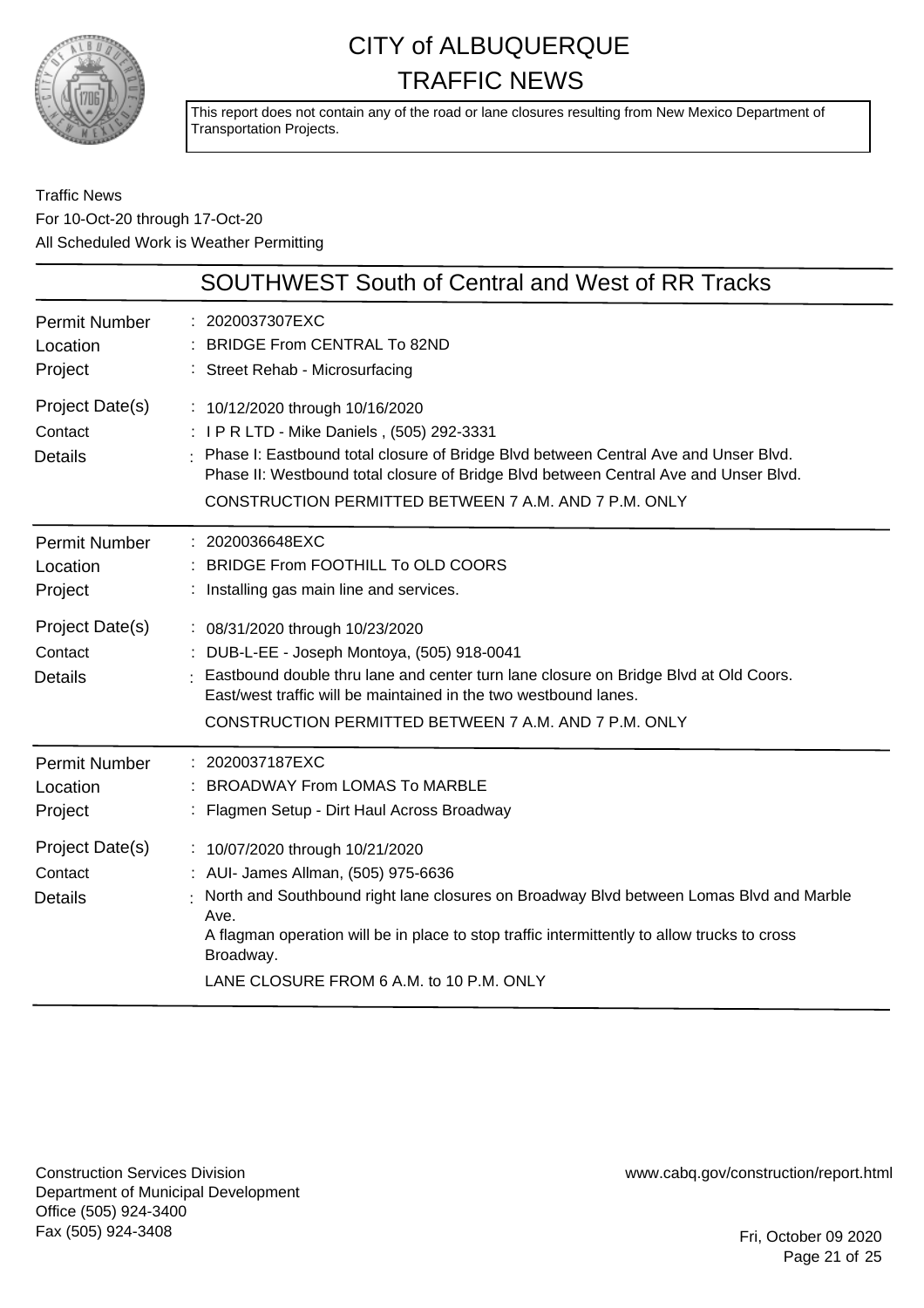# CITY of ALBUQUERQUE
# TRAFFIC NEWS

This report does not contain any of the road or lane closures resulting from New Mexico Department of Transportation Projects.

Traffic News
For 10-Oct-20 through 17-Oct-20
All Scheduled Work is Weather Permitting

## SOUTHWEST South of Central and West of RR Tracks

| | |
|---|---|
| Permit Number | : 2020037307EXC |
| Location | : BRIDGE From CENTRAL To 82ND |
| Project | : Street Rehab - Microsurfacing |
| Project Date(s) | : 10/12/2020 through 10/16/2020 |
| Contact | : I P R LTD - Mike Daniels , (505) 292-3331 |
| Details | : Phase I: Eastbound total closure of Bridge Blvd between Central Ave and Unser Blvd. Phase II: Westbound total closure of Bridge Blvd between Central Ave and Unser Blvd. CONSTRUCTION PERMITTED BETWEEN 7 A.M. AND 7 P.M. ONLY |

| | |
|---|---|
| Permit Number | : 2020036648EXC |
| Location | : BRIDGE From FOOTHILL To OLD COORS |
| Project | : Installing gas main line and services. |
| Project Date(s) | : 08/31/2020 through 10/23/2020 |
| Contact | : DUB-L-EE - Joseph Montoya, (505) 918-0041 |
| Details | : Eastbound double thru lane and center turn lane closure on Bridge Blvd at Old Coors. East/west traffic will be maintained in the two westbound lanes. CONSTRUCTION PERMITTED BETWEEN 7 A.M. AND 7 P.M. ONLY |

| | |
|---|---|
| Permit Number | : 2020037187EXC |
| Location | : BROADWAY From LOMAS To MARBLE |
| Project | : Flagmen Setup - Dirt Haul Across Broadway |
| Project Date(s) | : 10/07/2020 through 10/21/2020 |
| Contact | : AUI- James Allman, (505) 975-6636 |
| Details | : North and Southbound right lane closures on Broadway Blvd between Lomas Blvd and Marble Ave. A flagman operation will be in place to stop traffic intermittently to allow trucks to cross Broadway. LANE CLOSURE FROM 6 A.M. to 10 P.M. ONLY |

Construction Services Division
Department of Municipal Development
Office (505) 924-3400
Fax (505) 924-3408

www.cabq.gov/construction/report.html

Fri, October 09 2020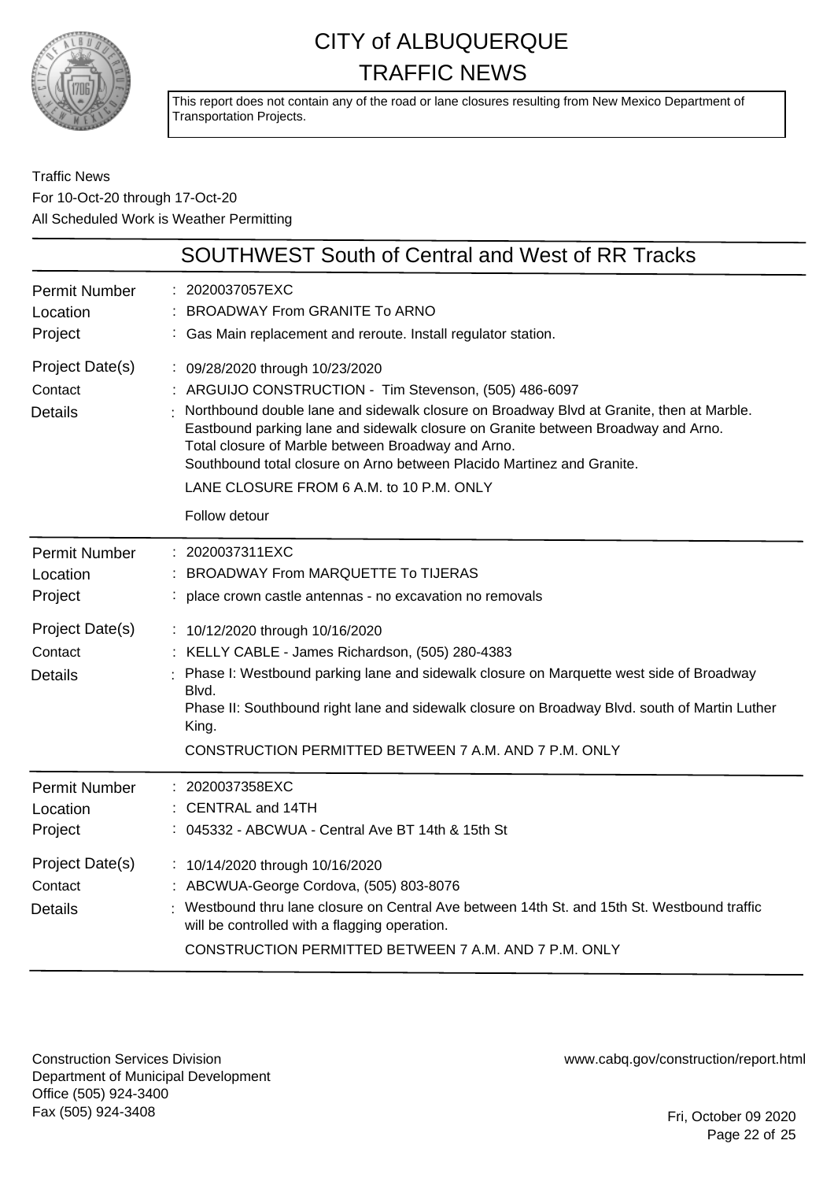# CITY of ALBUQUERQUE
# TRAFFIC NEWS

This report does not contain any of the road or lane closures resulting from New Mexico Department of Transportation Projects.

Traffic News
For 10-Oct-20 through 17-Oct-20
All Scheduled Work is Weather Permitting

## SOUTHWEST South of Central and West of RR Tracks

**Permit Number** : 2020037057EXC
**Location** : BROADWAY From GRANITE To ARNO
**Project** : Gas Main replacement and reroute. Install regulator station.
**Project Date(s)** : 09/28/2020 through 10/23/2020
**Contact** : ARGUIJO CONSTRUCTION - Tim Stevenson, (505) 486-6097
**Details** : Northbound double lane and sidewalk closure on Broadway Blvd at Granite, then at Marble. Eastbound parking lane and sidewalk closure on Granite between Broadway and Arno. Total closure of Marble between Broadway and Arno. Southbound total closure on Arno between Placido Martinez and Granite.

LANE CLOSURE FROM 6 A.M. to 10 P.M. ONLY

Follow detour

---

**Permit Number** : 2020037311EXC
**Location** : BROADWAY From MARQUETTE To TIJERAS
**Project** : place crown castle antennas - no excavation no removals
**Project Date(s)** : 10/12/2020 through 10/16/2020
**Contact** : KELLY CABLE - James Richardson, (505) 280-4383
**Details** : Phase I: Westbound parking lane and sidewalk closure on Marquette west side of Broadway Blvd.
Phase II: Southbound right lane and sidewalk closure on Broadway Blvd. south of Martin Luther King.

CONSTRUCTION PERMITTED BETWEEN 7 A.M. AND 7 P.M. ONLY

---

**Permit Number** : 2020037358EXC
**Location** : CENTRAL and 14TH
**Project** : 045332 - ABCWUA - Central Ave BT 14th & 15th St
**Project Date(s)** : 10/14/2020 through 10/16/2020
**Contact** : ABCWUA-George Cordova, (505) 803-8076
**Details** : Westbound thru lane closure on Central Ave between 14th St. and 15th St. Westbound traffic will be controlled with a flagging operation.

CONSTRUCTION PERMITTED BETWEEN 7 A.M. AND 7 P.M. ONLY

---

Construction Services Division
Department of Municipal Development
Office (505) 924-3400
Fax (505) 924-3408

www.cabq.gov/construction/report.html

Fri, October 09 2020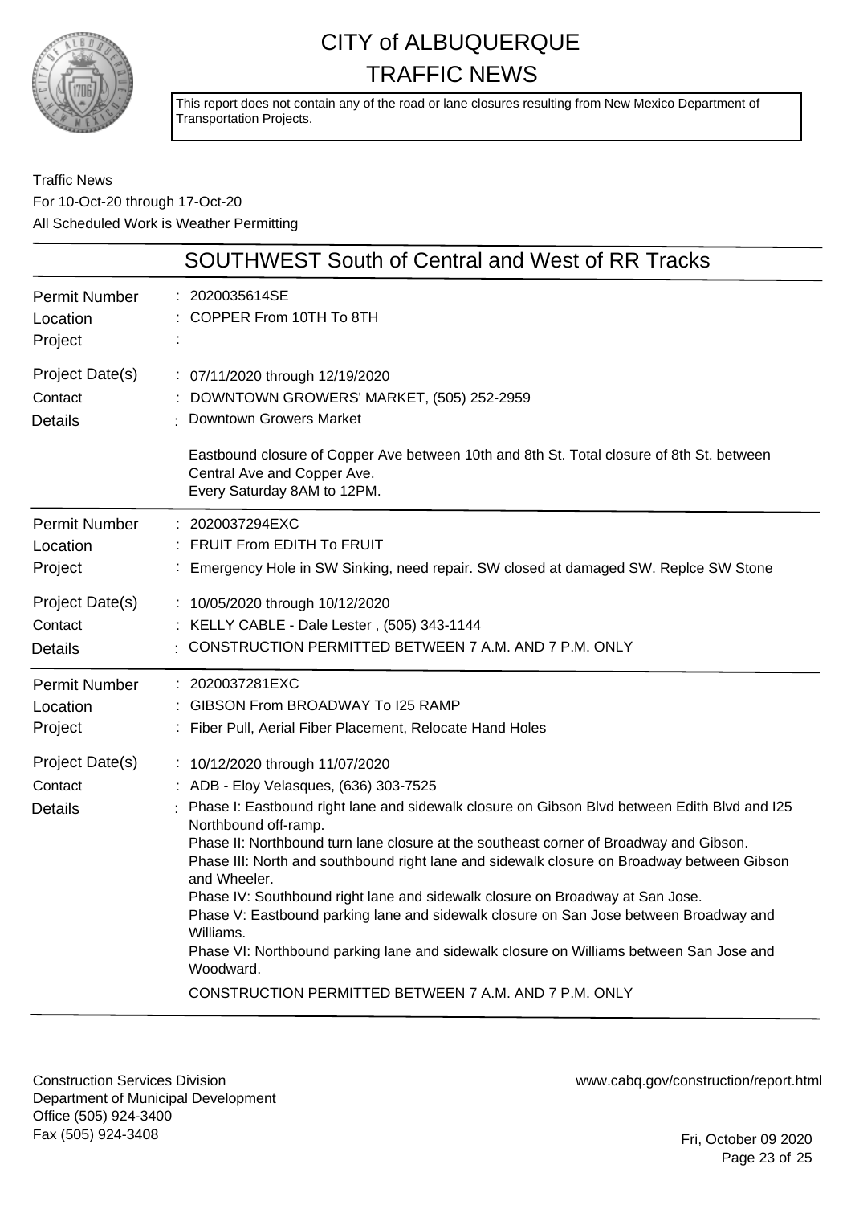# CITY of ALBUQUERQUE
# TRAFFIC NEWS

This report does not contain any of the road or lane closures resulting from New Mexico Department of Transportation Projects.

Traffic News
For 10-Oct-20 through 17-Oct-20
All Scheduled Work is Weather Permitting

## SOUTHWEST South of Central and West of RR Tracks

| | |
|---|---|
| Permit Number | : 2020035614SE |
| Location | : COPPER From 10TH To 8TH |
| Project | : |
| Project Date(s) | : 07/11/2020 through 12/19/2020 |
| Contact | : DOWNTOWN GROWERS' MARKET, (505) 252-2959 |
| Details | : Downtown Growers Market<br><br>Eastbound closure of Copper Ave between 10th and 8th St. Total closure of 8th St. between Central Ave and Copper Ave.<br>Every Saturday 8AM to 12PM. |

| | |
|---|---|
| Permit Number | : 2020037294EXC |
| Location | : FRUIT From EDITH To FRUIT |
| Project | : Emergency Hole in SW Sinking, need repair. SW closed at damaged SW. Replce SW Stone |
| Project Date(s) | : 10/05/2020 through 10/12/2020 |
| Contact | : KELLY CABLE - Dale Lester , (505) 343-1144 |
| Details | : CONSTRUCTION PERMITTED BETWEEN 7 A.M. AND 7 P.M. ONLY |

| | |
|---|---|
| Permit Number | : 2020037281EXC |
| Location | : GIBSON From BROADWAY To I25 RAMP |
| Project | : Fiber Pull, Aerial Fiber Placement, Relocate Hand Holes |
| Project Date(s) | : 10/12/2020 through 11/07/2020 |
| Contact | : ADB - Eloy Velasques, (636) 303-7525 |
| Details | : Phase I: Eastbound right lane and sidewalk closure on Gibson Blvd between Edith Blvd and I25 Northbound off-ramp.<br>Phase II: Northbound turn lane closure at the southeast corner of Broadway and Gibson.<br>Phase III: North and southbound right lane and sidewalk closure on Broadway between Gibson and Wheeler.<br>Phase IV: Southbound right lane and sidewalk closure on Broadway at San Jose.<br>Phase V: Eastbound parking lane and sidewalk closure on San Jose between Broadway and Williams.<br>Phase VI: Northbound parking lane and sidewalk closure on Williams between San Jose and Woodward.<br>CONSTRUCTION PERMITTED BETWEEN 7 A.M. AND 7 P.M. ONLY |

Construction Services Division
Department of Municipal Development
Office (505) 924-3400
Fax (505) 924-3408

www.cabq.gov/construction/report.html

Fri, October 09 2020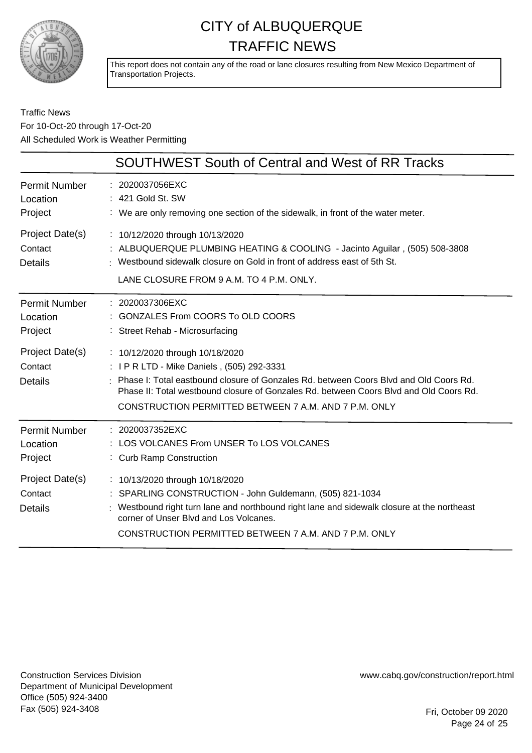# CITY of ALBUQUERQUE
# TRAFFIC NEWS

This report does not contain any of the road or lane closures resulting from New Mexico Department of Transportation Projects.

Traffic News
For 10-Oct-20 through 17-Oct-20
All Scheduled Work is Weather Permitting

## SOUTHWEST South of Central and West of RR Tracks

| | |
|---|---|
| Permit Number | : 2020037056EXC |
| Location | : 421 Gold St. SW |
| Project | : We are only removing one section of the sidewalk, in front of the water meter. |
| Project Date(s) | : 10/12/2020 through 10/13/2020 |
| Contact | : ALBUQUERQUE PLUMBING HEATING & COOLING - Jacinto Aguilar , (505) 508-3808 |
| Details | : Westbound sidewalk closure on Gold in front of address east of 5th St. LANE CLOSURE FROM 9 A.M. TO 4 P.M. ONLY. |

| | |
|---|---|
| Permit Number | : 2020037306EXC |
| Location | : GONZALES From COORS To OLD COORS |
| Project | : Street Rehab - Microsurfacing |
| Project Date(s) | : 10/12/2020 through 10/18/2020 |
| Contact | : I P R LTD - Mike Daniels , (505) 292-3331 |
| Details | : Phase I: Total eastbound closure of Gonzales Rd. between Coors Blvd and Old Coors Rd. Phase II: Total westbound closure of Gonzales Rd. between Coors Blvd and Old Coors Rd. CONSTRUCTION PERMITTED BETWEEN 7 A.M. AND 7 P.M. ONLY |

| | |
|---|---|
| Permit Number | : 2020037352EXC |
| Location | : LOS VOLCANES From UNSER To LOS VOLCANES |
| Project | : Curb Ramp Construction |
| Project Date(s) | : 10/13/2020 through 10/18/2020 |
| Contact | : SPARLING CONSTRUCTION - John Guldemann, (505) 821-1034 |
| Details | : Westbound right turn lane and northbound right lane and sidewalk closure at the northeast corner of Unser Blvd and Los Volcanes. CONSTRUCTION PERMITTED BETWEEN 7 A.M. AND 7 P.M. ONLY |

Construction Services Division
Department of Municipal Development
Office (505) 924-3400
Fax (505) 924-3408

www.cabq.gov/construction/report.html

Fri, October 09 2020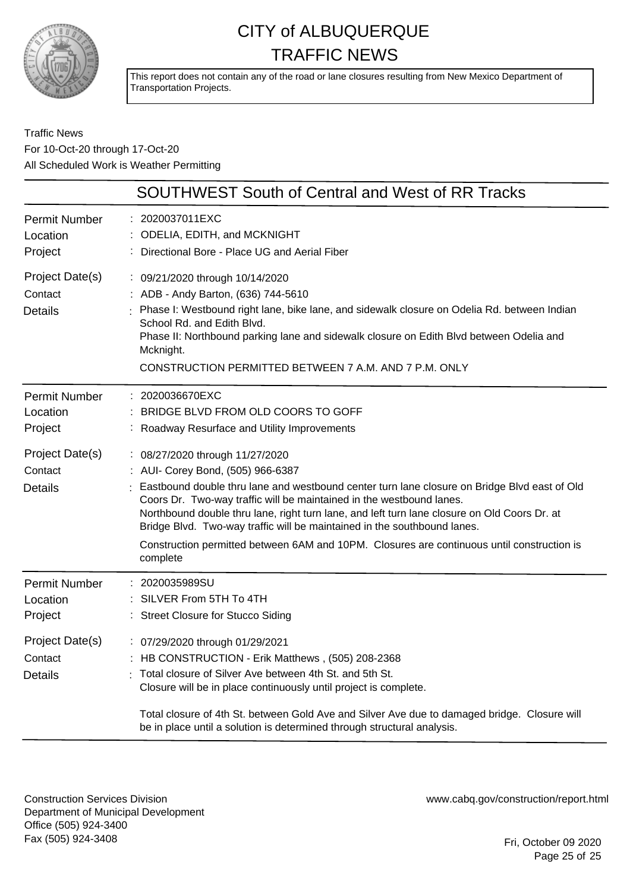# CITY of ALBUQUERQUE TRAFFIC NEWS

This report does not contain any of the road or lane closures resulting from New Mexico Department of Transportation Projects.

Traffic News
For 10-Oct-20 through 17-Oct-20
All Scheduled Work is Weather Permitting

## SOUTHWEST South of Central and West of RR Tracks

| | |
|---|---|
| Permit Number | : 2020037011EXC |
| Location | : ODELIA, EDITH, and MCKNIGHT |
| Project | : Directional Bore - Place UG and Aerial Fiber |
| Project Date(s) | : 09/21/2020 through 10/14/2020 |
| Contact | : ADB - Andy Barton, (636) 744-5610 |
| Details | : Phase I: Westbound right lane, bike lane, and sidewalk closure on Odelia Rd. between Indian School Rd. and Edith Blvd.<br>Phase II: Northbound parking lane and sidewalk closure on Edith Blvd between Odelia and Mcknight.<br>CONSTRUCTION PERMITTED BETWEEN 7 A.M. AND 7 P.M. ONLY |

| | |
|---|---|
| Permit Number | : 2020036670EXC |
| Location | : BRIDGE BLVD FROM OLD COORS TO GOFF |
| Project | : Roadway Resurface and Utility Improvements |
| Project Date(s) | : 08/27/2020 through 11/27/2020 |
| Contact | : AUI- Corey Bond, (505) 966-6387 |
| Details | : Eastbound double thru lane and westbound center turn lane closure on Bridge Blvd east of Old Coors Dr. Two-way traffic will be maintained in the westbound lanes.<br>Northbound double thru lane, right turn lane, and left turn lane closure on Old Coors Dr. at Bridge Blvd. Two-way traffic will be maintained in the southbound lanes.<br>Construction permitted between 6AM and 10PM. Closures are continuous until construction is complete |

| | |
|---|---|
| Permit Number | : 2020035989SU |
| Location | : SILVER From 5TH To 4TH |
| Project | : Street Closure for Stucco Siding |
| Project Date(s) | : 07/29/2020 through 01/29/2021 |
| Contact | : HB CONSTRUCTION - Erik Matthews , (505) 208-2368 |
| Details | : Total closure of Silver Ave between 4th St. and 5th St.<br>Closure will be in place continuously until project is complete.<br>Total closure of 4th St. between Gold Ave and Silver Ave due to damaged bridge. Closure will be in place until a solution is determined through structural analysis. |

Construction Services Division
Department of Municipal Development
Office (505) 924-3400
Fax (505) 924-3408

www.cabq.gov/construction/report.html

Fri, October 09 2020